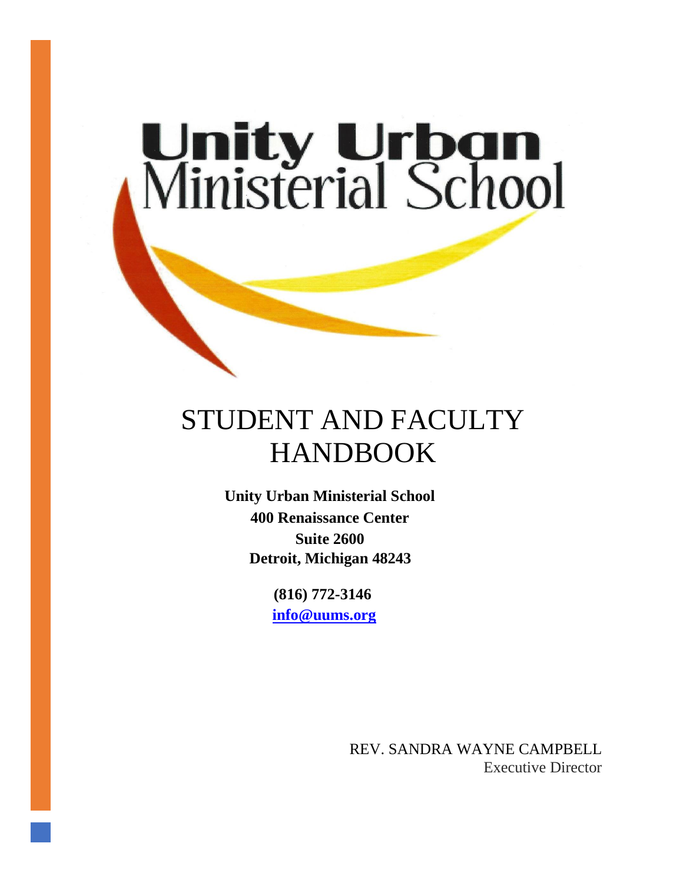# Unity Urban Ministerial School

# STUDENT AND FACULTY HANDBOOK

**Unity Urban Ministerial School**
**400 Renaissance Center**
**Suite 2600**
**Detroit, Michigan 48243**

**(816) 772-3146**
**info@uums.org**

REV. SANDRA WAYNE CAMPBELL
Executive Director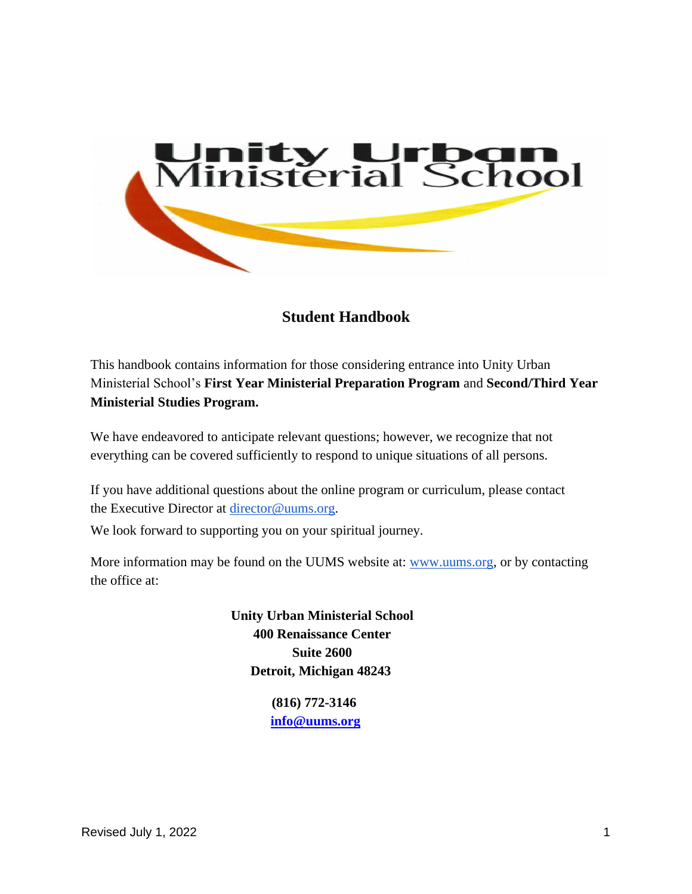# Unity Urban Ministerial School

## Student Handbook

This handbook contains information for those considering entrance into Unity Urban Ministerial School's **First Year Ministerial Preparation Program** and **Second/Third Year Ministerial Studies Program.**

We have endeavored to anticipate relevant questions; however, we recognize that not everything can be covered sufficiently to respond to unique situations of all persons.

If you have additional questions about the online program or curriculum, please contact the Executive Director at director@uums.org.

We look forward to supporting you on your spiritual journey.

More information may be found on the UUMS website at: www.uums.org, or by contacting the office at:

**Unity Urban Ministerial School**
**400 Renaissance Center**
**Suite 2600**
**Detroit, Michigan 48243**

**(816) 772-3146**
**info@uums.org**

Revised July 1, 2022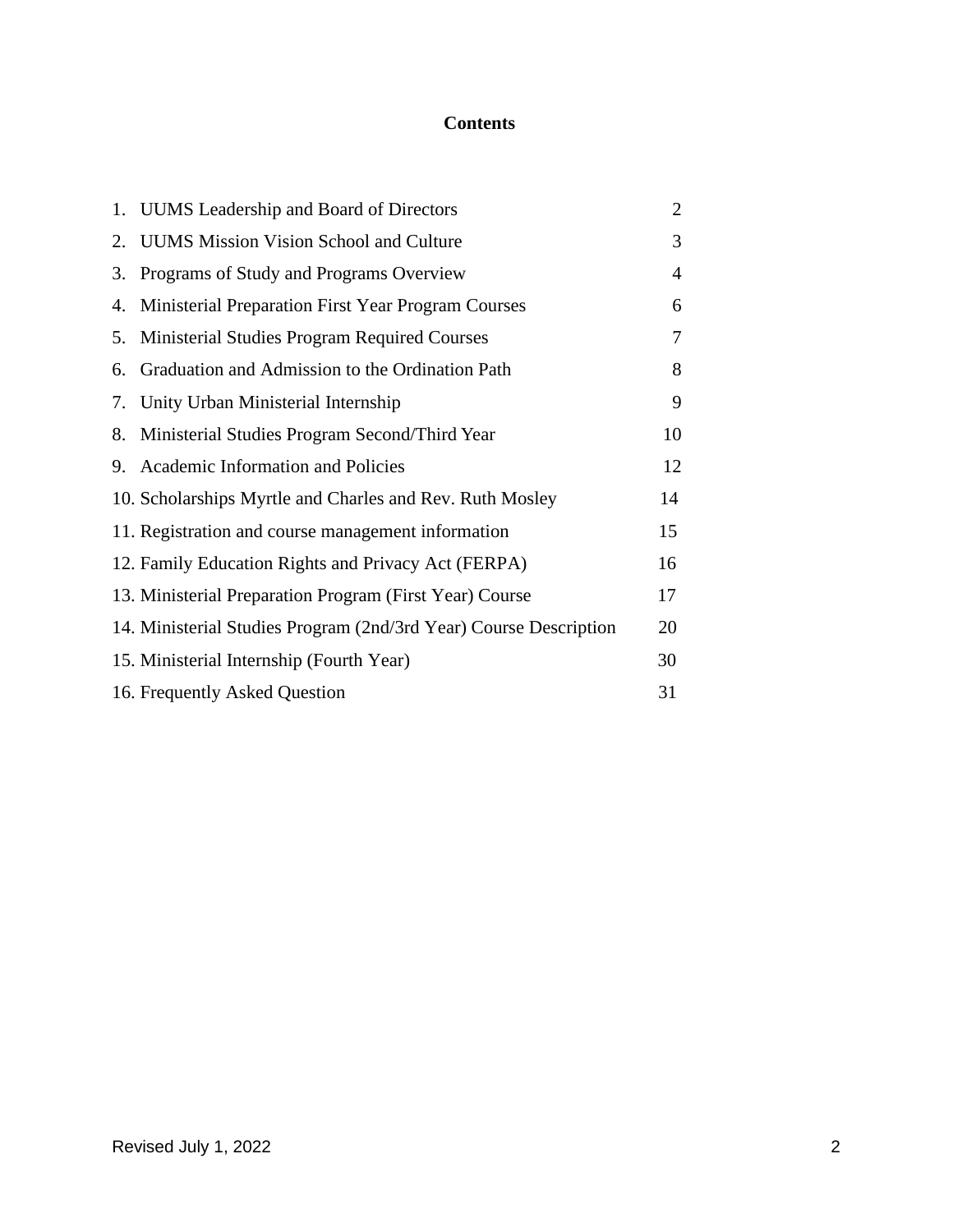# Contents

| | |
|---|---|
| 1. UUMS Leadership and Board of Directors | 2 |
| 2. UUMS Mission Vision School and Culture | 3 |
| 3. Programs of Study and Programs Overview | 4 |
| 4. Ministerial Preparation First Year Program Courses | 6 |
| 5. Ministerial Studies Program Required Courses | 7 |
| 6. Graduation and Admission to the Ordination Path | 8 |
| 7. Unity Urban Ministerial Internship | 9 |
| 8. Ministerial Studies Program Second/Third Year | 10 |
| 9. Academic Information and Policies | 12 |
| 10. Scholarships Myrtle and Charles and Rev. Ruth Mosley | 14 |
| 11. Registration and course management information | 15 |
| 12. Family Education Rights and Privacy Act (FERPA) | 16 |
| 13. Ministerial Preparation Program (First Year) Course | 17 |
| 14. Ministerial Studies Program (2nd/3rd Year) Course Description | 20 |
| 15. Ministerial Internship (Fourth Year) | 30 |
| 16. Frequently Asked Question | 31 |

Revised July 1, 2022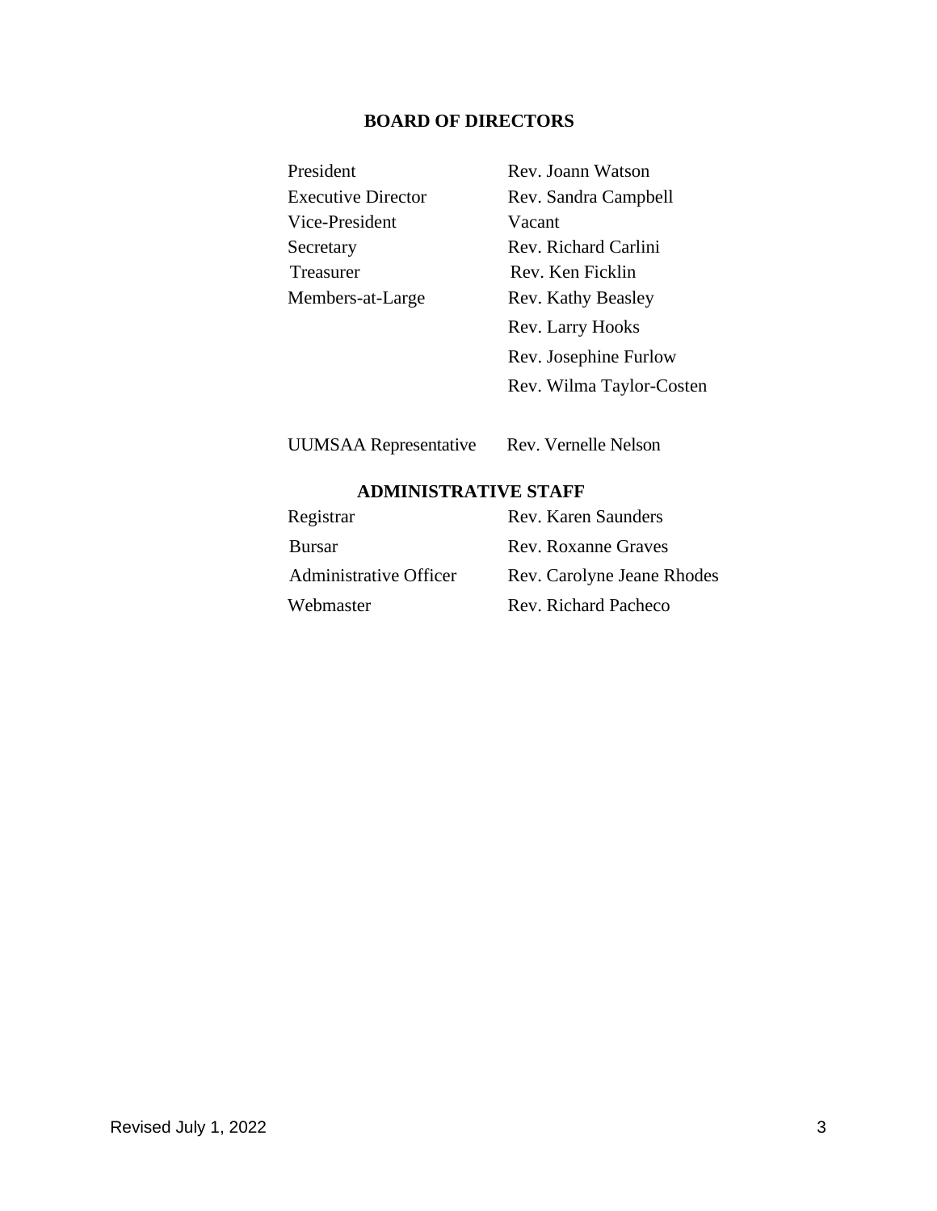## BOARD OF DIRECTORS

| | |
|---|---|
| President | Rev. Joann Watson |
| Executive Director | Rev. Sandra Campbell |
| Vice-President | Vacant |
| Secretary | Rev. Richard Carlini |
| Treasurer | Rev. Ken Ficklin |
| Members-at-Large | Rev. Kathy Beasley |
| | Rev. Larry Hooks |
| | Rev. Josephine Furlow |
| | Rev. Wilma Taylor-Costen |
| | |
| UUMSAA Representative | Rev. Vernelle Nelson |

## ADMINISTRATIVE STAFF

| | |
|---|---|
| Registrar | Rev. Karen Saunders |
| Bursar | Rev. Roxanne Graves |
| Administrative Officer | Rev. Carolyne Jeane Rhodes |
| Webmaster | Rev. Richard Pacheco |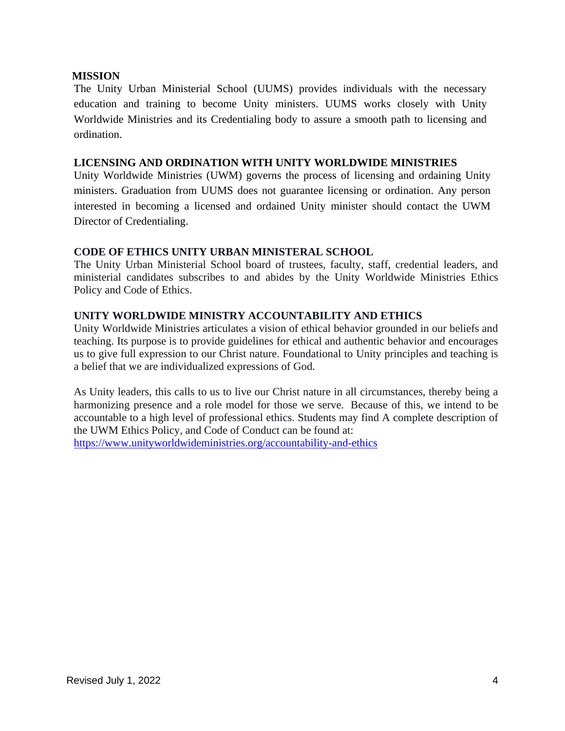## MISSION

The Unity Urban Ministerial School (UUMS) provides individuals with the necessary education and training to become Unity ministers. UUMS works closely with Unity Worldwide Ministries and its Credentialing body to assure a smooth path to licensing and ordination.

## LICENSING AND ORDINATION WITH UNITY WORLDWIDE MINISTRIES

Unity Worldwide Ministries (UWM) governs the process of licensing and ordaining Unity ministers. Graduation from UUMS does not guarantee licensing or ordination. Any person interested in becoming a licensed and ordained Unity minister should contact the UWM Director of Credentialing.

## CODE OF ETHICS UNITY URBAN MINISTERAL SCHOOL

The Unity Urban Ministerial School board of trustees, faculty, staff, credential leaders, and ministerial candidates subscribes to and abides by the Unity Worldwide Ministries Ethics Policy and Code of Ethics.

## UNITY WORLDWIDE MINISTRY ACCOUNTABILITY AND ETHICS

Unity Worldwide Ministries articulates a vision of ethical behavior grounded in our beliefs and teaching. Its purpose is to provide guidelines for ethical and authentic behavior and encourages us to give full expression to our Christ nature. Foundational to Unity principles and teaching is a belief that we are individualized expressions of God.

As Unity leaders, this calls to us to live our Christ nature in all circumstances, thereby being a harmonizing presence and a role model for those we serve. Because of this, we intend to be accountable to a high level of professional ethics. Students may find A complete description of the UWM Ethics Policy, and Code of Conduct can be found at:
https://www.unityworldwideministries.org/accountability-and-ethics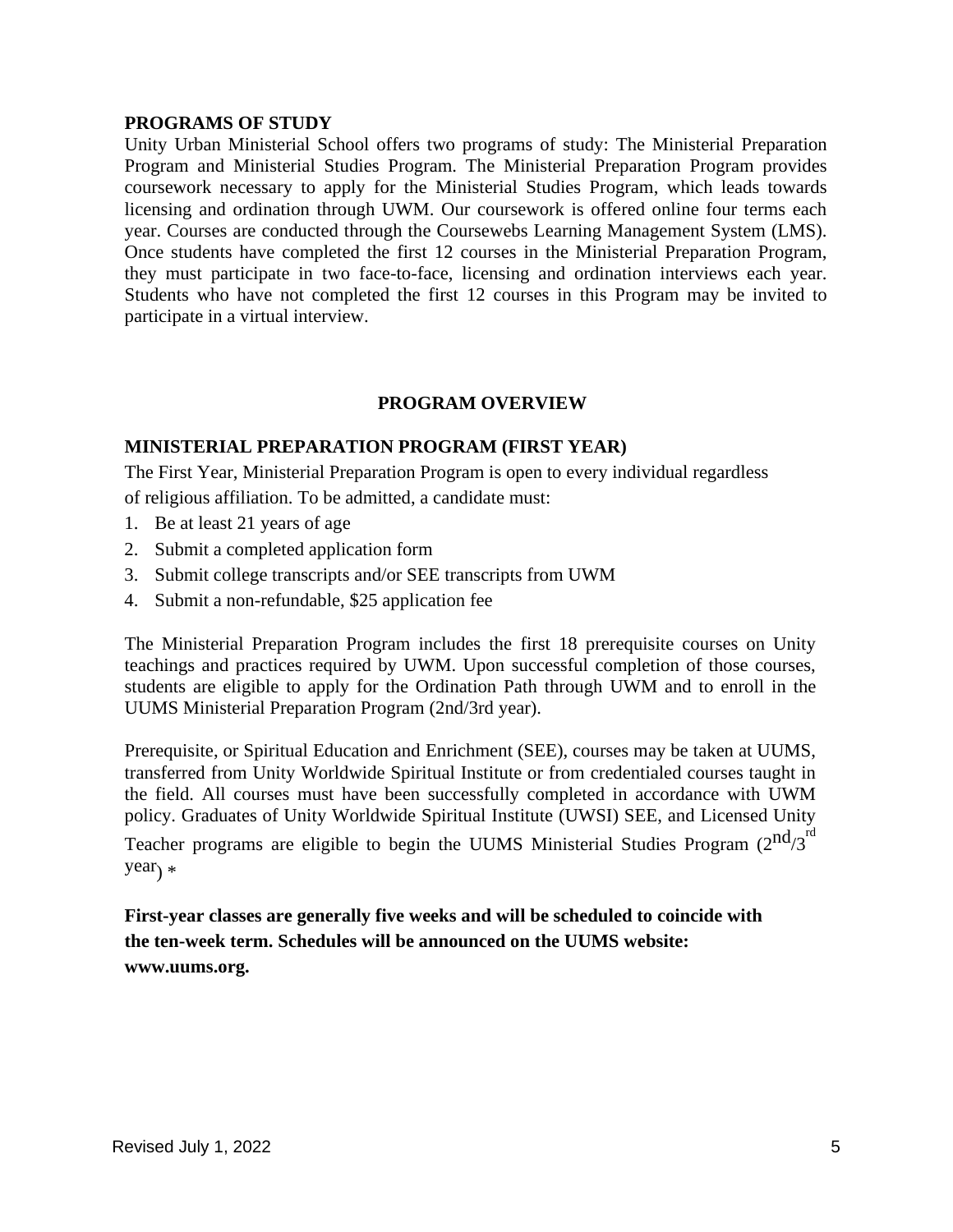## PROGRAMS OF STUDY

Unity Urban Ministerial School offers two programs of study: The Ministerial Preparation Program and Ministerial Studies Program. The Ministerial Preparation Program provides coursework necessary to apply for the Ministerial Studies Program, which leads towards licensing and ordination through UWM. Our coursework is offered online four terms each year. Courses are conducted through the Coursewebs Learning Management System (LMS). Once students have completed the first 12 courses in the Ministerial Preparation Program, they must participate in two face-to-face, licensing and ordination interviews each year. Students who have not completed the first 12 courses in this Program may be invited to participate in a virtual interview.

## PROGRAM OVERVIEW

### MINISTERIAL PREPARATION PROGRAM (FIRST YEAR)

The First Year, Ministerial Preparation Program is open to every individual regardless of religious affiliation. To be admitted, a candidate must:

1. Be at least 21 years of age
2. Submit a completed application form
3. Submit college transcripts and/or SEE transcripts from UWM
4. Submit a non-refundable, $25 application fee

The Ministerial Preparation Program includes the first 18 prerequisite courses on Unity teachings and practices required by UWM. Upon successful completion of those courses, students are eligible to apply for the Ordination Path through UWM and to enroll in the UUMS Ministerial Preparation Program (2nd/3rd year).

Prerequisite, or Spiritual Education and Enrichment (SEE), courses may be taken at UUMS, transferred from Unity Worldwide Spiritual Institute or from credentialed courses taught in the field. All courses must have been successfully completed in accordance with UWM policy. Graduates of Unity Worldwide Spiritual Institute (UWSI) SEE, and Licensed Unity Teacher programs are eligible to begin the UUMS Ministerial Studies Program (2nd/3rd year) *

**First-year classes are generally five weeks and will be scheduled to coincide with the ten-week term. Schedules will be announced on the UUMS website: www.uums.org.**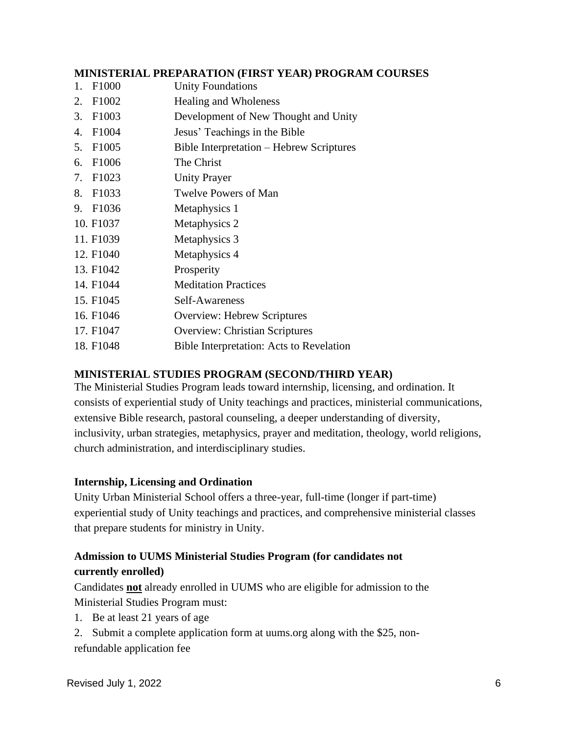**MINISTERIAL PREPARATION (FIRST YEAR) PROGRAM COURSES**

1. F1000 Unity Foundations
2. F1002 Healing and Wholeness
3. F1003 Development of New Thought and Unity
4. F1004 Jesus' Teachings in the Bible
5. F1005 Bible Interpretation – Hebrew Scriptures
6. F1006 The Christ
7. F1023 Unity Prayer
8. F1033 Twelve Powers of Man
9. F1036 Metaphysics 1
10. F1037 Metaphysics 2
11. F1039 Metaphysics 3
12. F1040 Metaphysics 4
13. F1042 Prosperity
14. F1044 Meditation Practices
15. F1045 Self-Awareness
16. F1046 Overview: Hebrew Scriptures
17. F1047 Overview: Christian Scriptures
18. F1048 Bible Interpretation: Acts to Revelation

**MINISTERIAL STUDIES PROGRAM (SECOND/THIRD YEAR)**

The Ministerial Studies Program leads toward internship, licensing, and ordination. It consists of experiential study of Unity teachings and practices, ministerial communications, extensive Bible research, pastoral counseling, a deeper understanding of diversity, inclusivity, urban strategies, metaphysics, prayer and meditation, theology, world religions, church administration, and interdisciplinary studies.

**Internship, Licensing and Ordination**

Unity Urban Ministerial School offers a three-year, full-time (longer if part-time) experiential study of Unity teachings and practices, and comprehensive ministerial classes that prepare students for ministry in Unity.

**Admission to UUMS Ministerial Studies Program (for candidates not currently enrolled)**

Candidates **not** already enrolled in UUMS who are eligible for admission to the Ministerial Studies Program must:

1. Be at least 21 years of age
2. Submit a complete application form at uums.org along with the $25, non-refundable application fee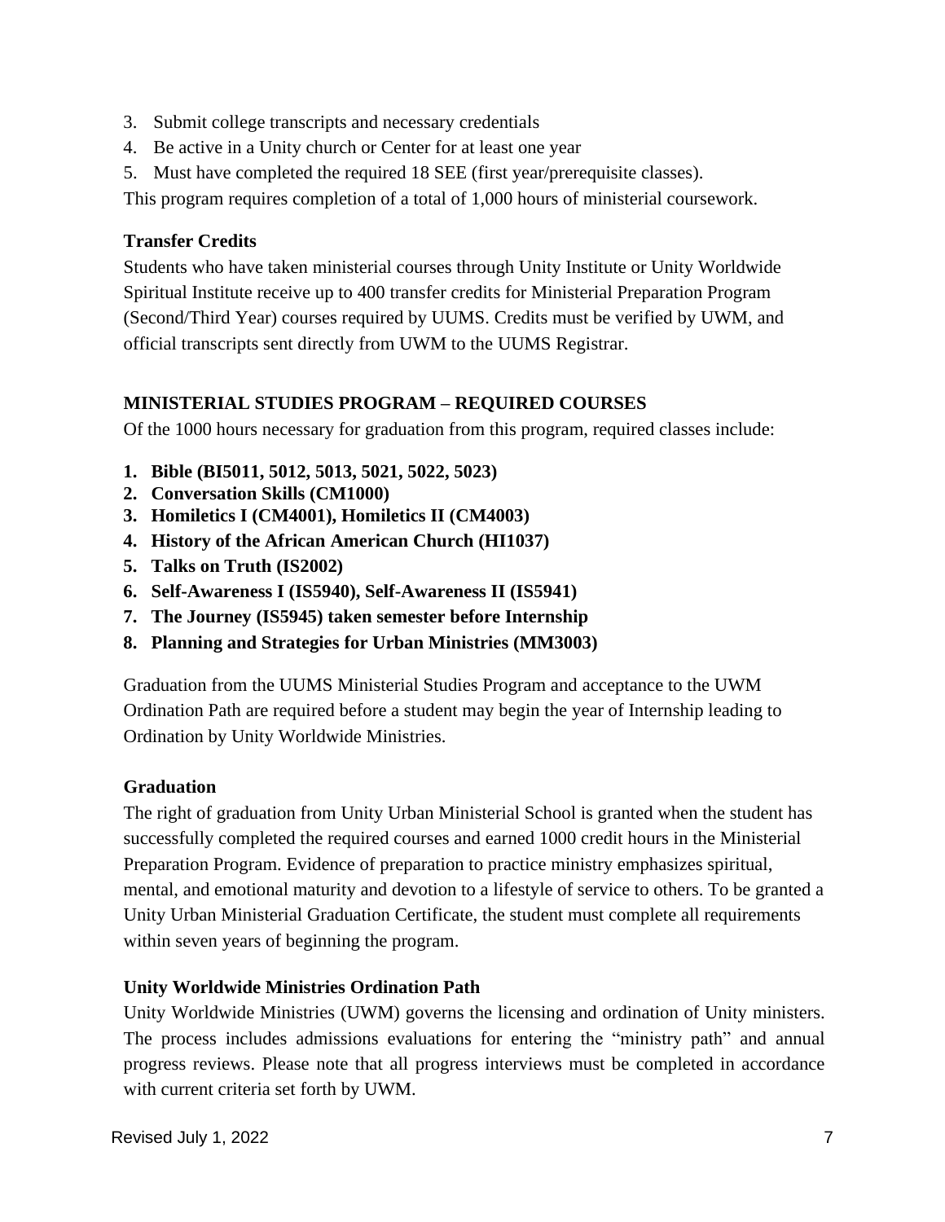3. Submit college transcripts and necessary credentials
4. Be active in a Unity church or Center for at least one year
5. Must have completed the required 18 SEE (first year/prerequisite classes).

This program requires completion of a total of 1,000 hours of ministerial coursework.

### Transfer Credits

Students who have taken ministerial courses through Unity Institute or Unity Worldwide Spiritual Institute receive up to 400 transfer credits for Ministerial Preparation Program (Second/Third Year) courses required by UUMS. Credits must be verified by UWM, and official transcripts sent directly from UWM to the UUMS Registrar.

## MINISTERIAL STUDIES PROGRAM – REQUIRED COURSES

Of the 1000 hours necessary for graduation from this program, required classes include:

1. **Bible (BI5011, 5012, 5013, 5021, 5022, 5023)**
2. **Conversation Skills (CM1000)**
3. **Homiletics I (CM4001), Homiletics II (CM4003)**
4. **History of the African American Church (HI1037)**
5. **Talks on Truth (IS2002)**
6. **Self-Awareness I (IS5940), Self-Awareness II (IS5941)**
7. **The Journey (IS5945) taken semester before Internship**
8. **Planning and Strategies for Urban Ministries (MM3003)**

Graduation from the UUMS Ministerial Studies Program and acceptance to the UWM Ordination Path are required before a student may begin the year of Internship leading to Ordination by Unity Worldwide Ministries.

### Graduation

The right of graduation from Unity Urban Ministerial School is granted when the student has successfully completed the required courses and earned 1000 credit hours in the Ministerial Preparation Program. Evidence of preparation to practice ministry emphasizes spiritual, mental, and emotional maturity and devotion to a lifestyle of service to others. To be granted a Unity Urban Ministerial Graduation Certificate, the student must complete all requirements within seven years of beginning the program.

### Unity Worldwide Ministries Ordination Path

Unity Worldwide Ministries (UWM) governs the licensing and ordination of Unity ministers. The process includes admissions evaluations for entering the "ministry path" and annual progress reviews. Please note that all progress interviews must be completed in accordance with current criteria set forth by UWM.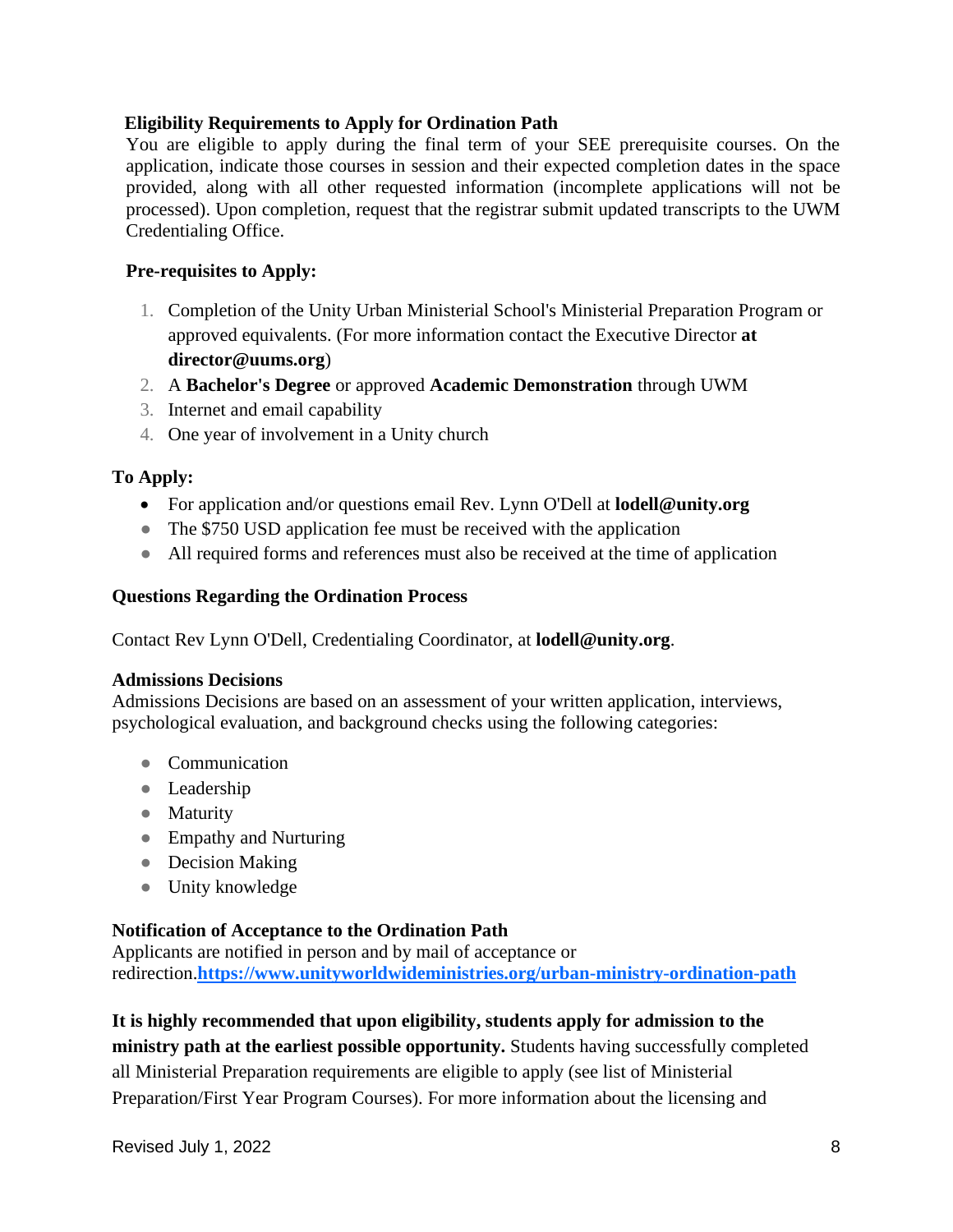**Eligibility Requirements to Apply for Ordination Path**

You are eligible to apply during the final term of your SEE prerequisite courses. On the application, indicate those courses in session and their expected completion dates in the space provided, along with all other requested information (incomplete applications will not be processed). Upon completion, request that the registrar submit updated transcripts to the UWM Credentialing Office.

**Pre-requisites to Apply:**

1. Completion of the Unity Urban Ministerial School's Ministerial Preparation Program or approved equivalents. (For more information contact the Executive Director **at director@uums.org**)
2. A **Bachelor's Degree** or approved **Academic Demonstration** through UWM
3. Internet and email capability
4. One year of involvement in a Unity church

**To Apply:**

- For application and/or questions email Rev. Lynn O'Dell at **lodell@unity.org**
- The $750 USD application fee must be received with the application
- All required forms and references must also be received at the time of application

**Questions Regarding the Ordination Process**

Contact Rev Lynn O'Dell, Credentialing Coordinator, at **lodell@unity.org**.

**Admissions Decisions**

Admissions Decisions are based on an assessment of your written application, interviews, psychological evaluation, and background checks using the following categories:

- Communication
- Leadership
- Maturity
- Empathy and Nurturing
- Decision Making
- Unity knowledge

**Notification of Acceptance to the Ordination Path**

Applicants are notified in person and by mail of acceptance or redirection.**https://www.unityworldwideministries.org/urban-ministry-ordination-path**

**It is highly recommended that upon eligibility, students apply for admission to the ministry path at the earliest possible opportunity.** Students having successfully completed all Ministerial Preparation requirements are eligible to apply (see list of Ministerial Preparation/First Year Program Courses). For more information about the licensing and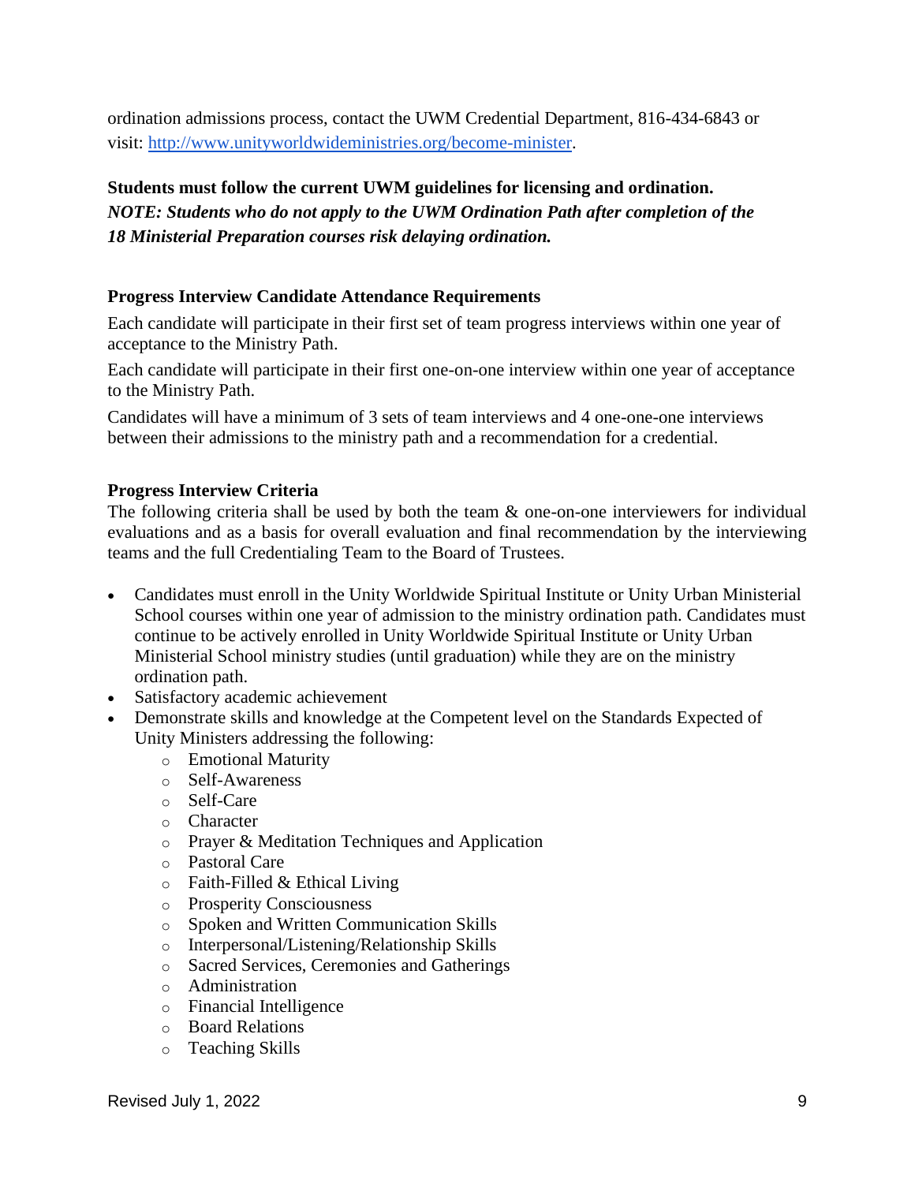ordination admissions process, contact the UWM Credential Department, 816-434-6843 or visit: [http://www.unityworldwideministries.org/become-minister](http://www.unityworldwideministries.org/become-minister).

**Students must follow the current UWM guidelines for licensing and ordination.**
***NOTE: Students who do not apply to the UWM Ordination Path after completion of the 18 Ministerial Preparation courses risk delaying ordination.***

### Progress Interview Candidate Attendance Requirements

Each candidate will participate in their first set of team progress interviews within one year of acceptance to the Ministry Path.

Each candidate will participate in their first one-on-one interview within one year of acceptance to the Ministry Path.

Candidates will have a minimum of 3 sets of team interviews and 4 one-one-one interviews between their admissions to the ministry path and a recommendation for a credential.

### Progress Interview Criteria

The following criteria shall be used by both the team & one-on-one interviewers for individual evaluations and as a basis for overall evaluation and final recommendation by the interviewing teams and the full Credentialing Team to the Board of Trustees.

- Candidates must enroll in the Unity Worldwide Spiritual Institute or Unity Urban Ministerial School courses within one year of admission to the ministry ordination path. Candidates must continue to be actively enrolled in Unity Worldwide Spiritual Institute or Unity Urban Ministerial School ministry studies (until graduation) while they are on the ministry ordination path.
- Satisfactory academic achievement
- Demonstrate skills and knowledge at the Competent level on the Standards Expected of Unity Ministers addressing the following:
  - Emotional Maturity
  - Self-Awareness
  - Self-Care
  - Character
  - Prayer & Meditation Techniques and Application
  - Pastoral Care
  - Faith-Filled & Ethical Living
  - Prosperity Consciousness
  - Spoken and Written Communication Skills
  - Interpersonal/Listening/Relationship Skills
  - Sacred Services, Ceremonies and Gatherings
  - Administration
  - Financial Intelligence
  - Board Relations
  - Teaching Skills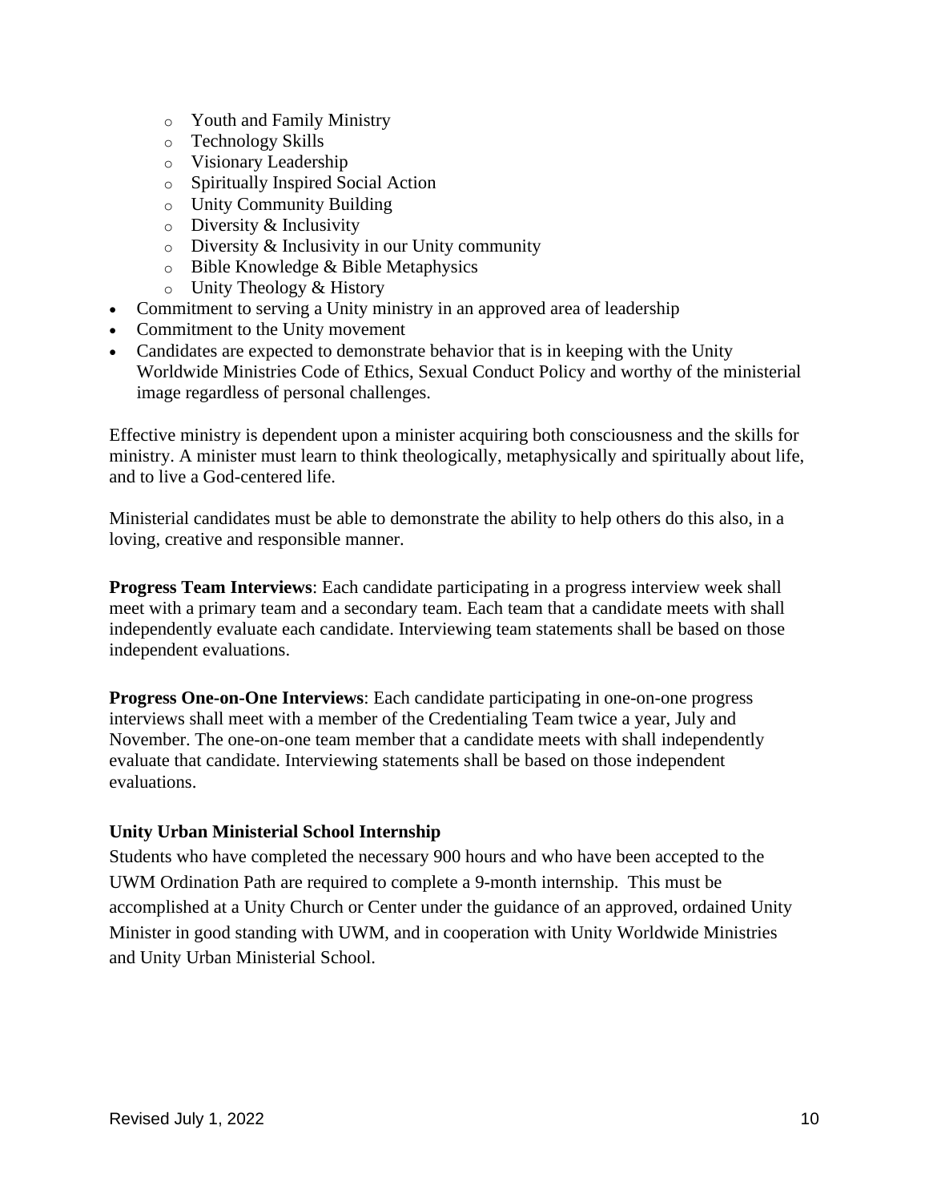- Youth and Family Ministry
  - Technology Skills
  - Visionary Leadership
  - Spiritually Inspired Social Action
  - Unity Community Building
  - Diversity & Inclusivity
  - Diversity & Inclusivity in our Unity community
  - Bible Knowledge & Bible Metaphysics
  - Unity Theology & History
- Commitment to serving a Unity ministry in an approved area of leadership
- Commitment to the Unity movement
- Candidates are expected to demonstrate behavior that is in keeping with the Unity Worldwide Ministries Code of Ethics, Sexual Conduct Policy and worthy of the ministerial image regardless of personal challenges.

Effective ministry is dependent upon a minister acquiring both consciousness and the skills for ministry. A minister must learn to think theologically, metaphysically and spiritually about life, and to live a God-centered life.

Ministerial candidates must be able to demonstrate the ability to help others do this also, in a loving, creative and responsible manner.

**Progress Team Interviews**: Each candidate participating in a progress interview week shall meet with a primary team and a secondary team. Each team that a candidate meets with shall independently evaluate each candidate. Interviewing team statements shall be based on those independent evaluations.

**Progress One-on-One Interviews**: Each candidate participating in one-on-one progress interviews shall meet with a member of the Credentialing Team twice a year, July and November. The one-on-one team member that a candidate meets with shall independently evaluate that candidate. Interviewing statements shall be based on those independent evaluations.

**Unity Urban Ministerial School Internship**

Students who have completed the necessary 900 hours and who have been accepted to the UWM Ordination Path are required to complete a 9-month internship. This must be accomplished at a Unity Church or Center under the guidance of an approved, ordained Unity Minister in good standing with UWM, and in cooperation with Unity Worldwide Ministries and Unity Urban Ministerial School.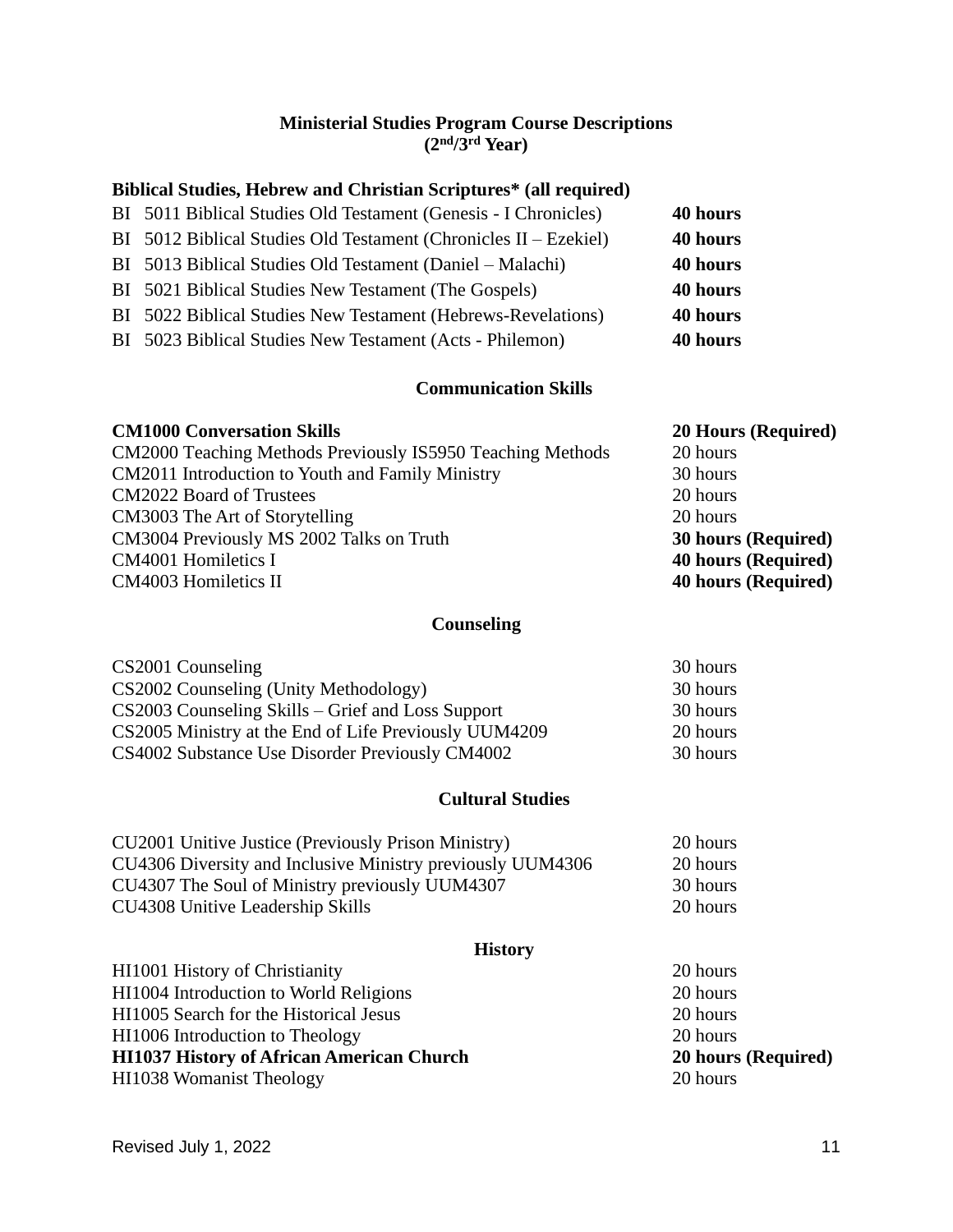## Ministerial Studies Program Course Descriptions
## (2nd/3rd Year)

### Biblical Studies, Hebrew and Christian Scriptures* (all required)

| Course | Hours |
|---|---|
| BI 5011 Biblical Studies Old Testament (Genesis - I Chronicles) | **40 hours** |
| BI 5012 Biblical Studies Old Testament (Chronicles II – Ezekiel) | **40 hours** |
| BI 5013 Biblical Studies Old Testament (Daniel – Malachi) | **40 hours** |
| BI 5021 Biblical Studies New Testament (The Gospels) | **40 hours** |
| BI 5022 Biblical Studies New Testament (Hebrews-Revelations) | **40 hours** |
| BI 5023 Biblical Studies New Testament (Acts - Philemon) | **40 hours** |

### Communication Skills

| Course | Hours |
|---|---|
| **CM1000 Conversation Skills** | **20 Hours (Required)** |
| CM2000 Teaching Methods Previously IS5950 Teaching Methods | 20 hours |
| CM2011 Introduction to Youth and Family Ministry | 30 hours |
| CM2022 Board of Trustees | 20 hours |
| CM3003 The Art of Storytelling | 20 hours |
| CM3004 Previously MS 2002 Talks on Truth | **30 hours (Required)** |
| CM4001 Homiletics I | **40 hours (Required)** |
| CM4003 Homiletics II | **40 hours (Required)** |

### Counseling

| Course | Hours |
|---|---|
| CS2001 Counseling | 30 hours |
| CS2002 Counseling (Unity Methodology) | 30 hours |
| CS2003 Counseling Skills – Grief and Loss Support | 30 hours |
| CS2005 Ministry at the End of Life Previously UUM4209 | 20 hours |
| CS4002 Substance Use Disorder Previously CM4002 | 30 hours |

### Cultural Studies

| Course | Hours |
|---|---|
| CU2001 Unitive Justice (Previously Prison Ministry) | 20 hours |
| CU4306 Diversity and Inclusive Ministry previously UUM4306 | 20 hours |
| CU4307 The Soul of Ministry previously UUM4307 | 30 hours |
| CU4308 Unitive Leadership Skills | 20 hours |

### History

| Course | Hours |
|---|---|
| HI1001 History of Christianity | 20 hours |
| HI1004 Introduction to World Religions | 20 hours |
| HI1005 Search for the Historical Jesus | 20 hours |
| HI1006 Introduction to Theology | 20 hours |
| **HI1037 History of African American Church** | **20 hours (Required)** |
| HI1038 Womanist Theology | 20 hours |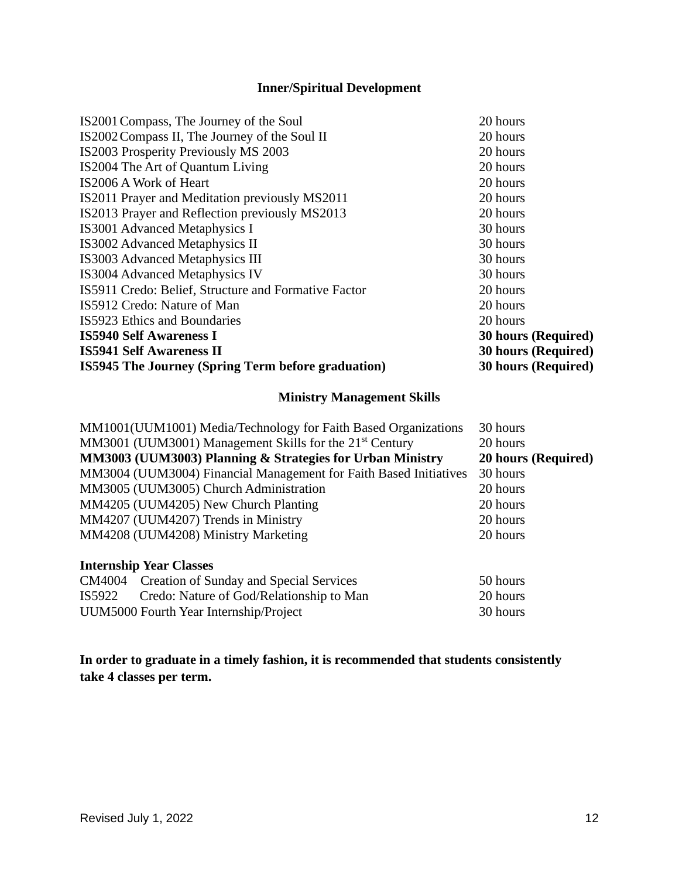## Inner/Spiritual Development

| Course | Hours |
|---|---|
| IS2001 Compass, The Journey of the Soul | 20 hours |
| IS2002 Compass II, The Journey of the Soul II | 20 hours |
| IS2003 Prosperity Previously MS 2003 | 20 hours |
| IS2004 The Art of Quantum Living | 20 hours |
| IS2006 A Work of Heart | 20 hours |
| IS2011 Prayer and Meditation previously MS2011 | 20 hours |
| IS2013 Prayer and Reflection previously MS2013 | 20 hours |
| IS3001 Advanced Metaphysics I | 30 hours |
| IS3002 Advanced Metaphysics II | 30 hours |
| IS3003 Advanced Metaphysics III | 30 hours |
| IS3004 Advanced Metaphysics IV | 30 hours |
| IS5911 Credo: Belief, Structure and Formative Factor | 20 hours |
| IS5912 Credo: Nature of Man | 20 hours |
| IS5923 Ethics and Boundaries | 20 hours |
| **IS5940 Self Awareness I** | **30 hours (Required)** |
| **IS5941 Self Awareness II** | **30 hours (Required)** |
| **IS5945 The Journey (Spring Term before graduation)** | **30 hours (Required)** |

## Ministry Management Skills

| Course | Hours |
|---|---|
| MM1001(UUM1001) Media/Technology for Faith Based Organizations | 30 hours |
| MM3001 (UUM3001) Management Skills for the 21st Century | 20 hours |
| **MM3003 (UUM3003) Planning & Strategies for Urban Ministry** | **20 hours (Required)** |
| MM3004 (UUM3004) Financial Management for Faith Based Initiatives | 30 hours |
| MM3005 (UUM3005) Church Administration | 20 hours |
| MM4205 (UUM4205) New Church Planting | 20 hours |
| MM4207 (UUM4207) Trends in Ministry | 20 hours |
| MM4208 (UUM4208) Ministry Marketing | 20 hours |

**Internship Year Classes**

| Course | Hours |
|---|---|
| CM4004 Creation of Sunday and Special Services | 50 hours |
| IS5922 Credo: Nature of God/Relationship to Man | 20 hours |
| UUM5000 Fourth Year Internship/Project | 30 hours |

**In order to graduate in a timely fashion, it is recommended that students consistently take 4 classes per term.**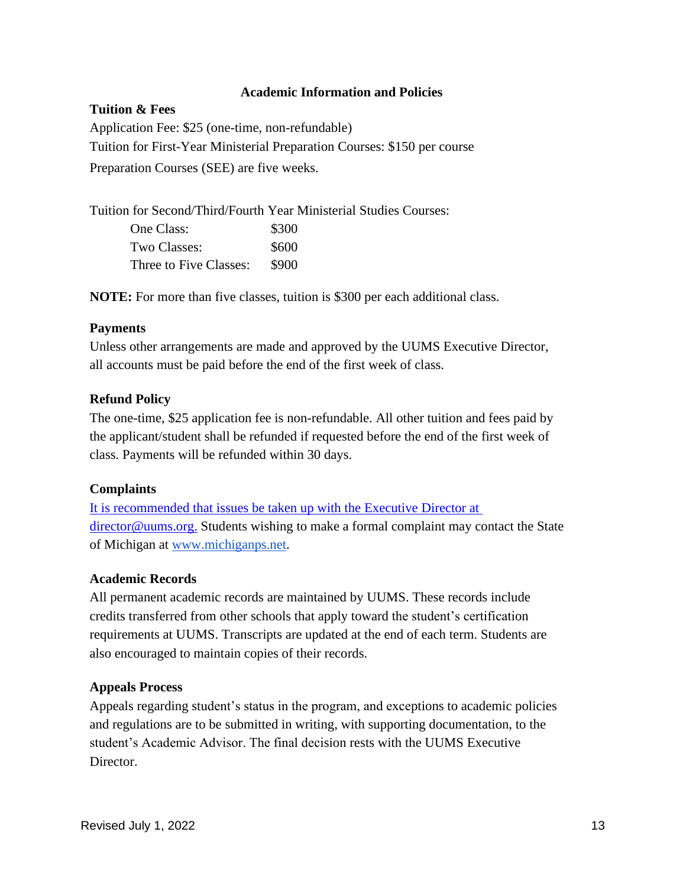## Academic Information and Policies

### Tuition & Fees

Application Fee: $25 (one-time, non-refundable)

Tuition for First-Year Ministerial Preparation Courses: $150 per course

Preparation Courses (SEE) are five weeks.

Tuition for Second/Third/Fourth Year Ministerial Studies Courses:

| | |
|---|---|
| One Class: | $300 |
| Two Classes: | $600 |
| Three to Five Classes: | $900 |

**NOTE:** For more than five classes, tuition is $300 per each additional class.

### Payments

Unless other arrangements are made and approved by the UUMS Executive Director, all accounts must be paid before the end of the first week of class.

### Refund Policy

The one-time, $25 application fee is non-refundable. All other tuition and fees paid by the applicant/student shall be refunded if requested before the end of the first week of class. Payments will be refunded within 30 days.

### Complaints

It is recommended that issues be taken up with the Executive Director at director@uums.org. Students wishing to make a formal complaint may contact the State of Michigan at www.michiganps.net.

### Academic Records

All permanent academic records are maintained by UUMS. These records include credits transferred from other schools that apply toward the student's certification requirements at UUMS. Transcripts are updated at the end of each term. Students are also encouraged to maintain copies of their records.

### Appeals Process

Appeals regarding student's status in the program, and exceptions to academic policies and regulations are to be submitted in writing, with supporting documentation, to the student's Academic Advisor. The final decision rests with the UUMS Executive Director.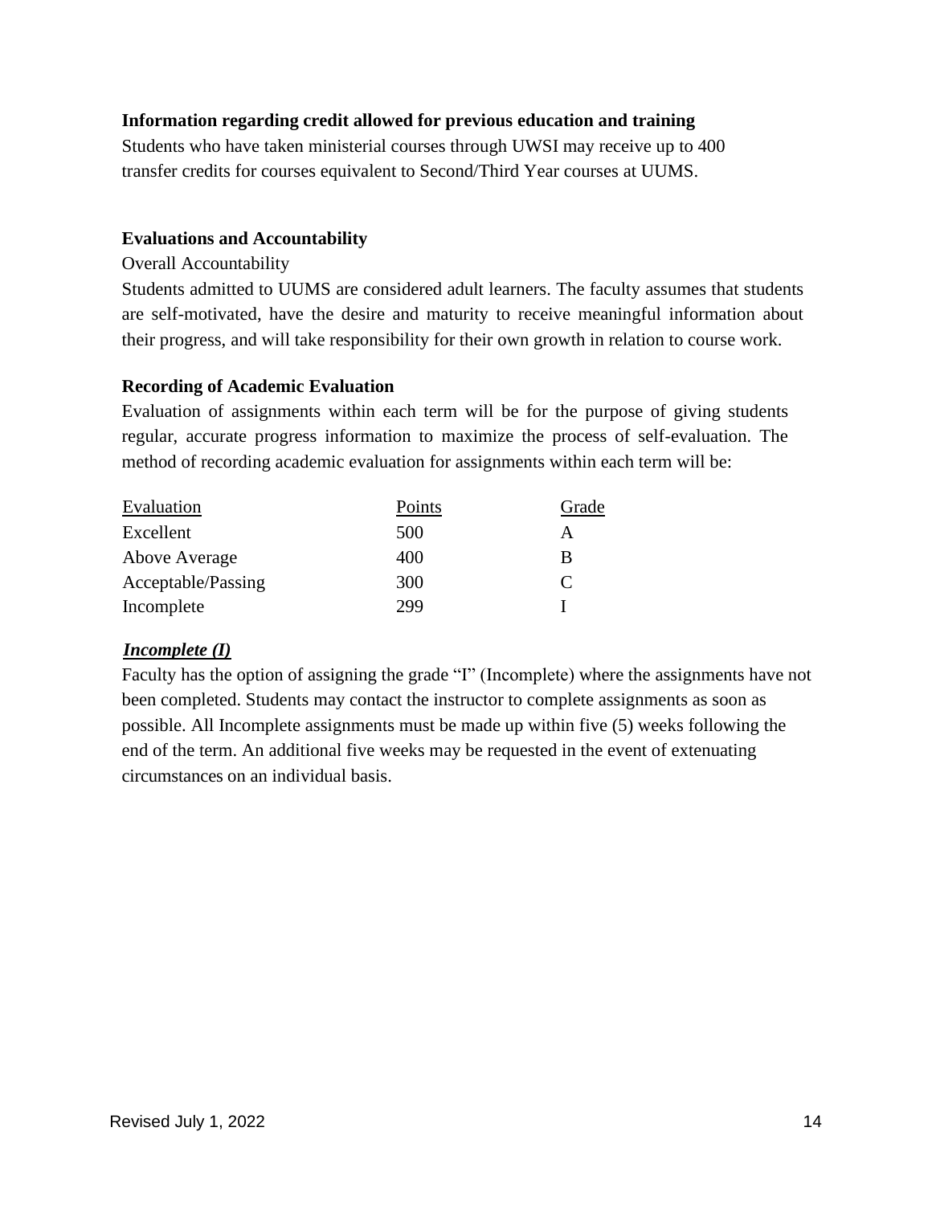**Information regarding credit allowed for previous education and training**

Students who have taken ministerial courses through UWSI may receive up to 400 transfer credits for courses equivalent to Second/Third Year courses at UUMS.

**Evaluations and Accountability**

Overall Accountability

Students admitted to UUMS are considered adult learners. The faculty assumes that students are self-motivated, have the desire and maturity to receive meaningful information about their progress, and will take responsibility for their own growth in relation to course work.

**Recording of Academic Evaluation**

Evaluation of assignments within each term will be for the purpose of giving students regular, accurate progress information to maximize the process of self-evaluation. The method of recording academic evaluation for assignments within each term will be:

| Evaluation | Points | Grade |
|---|---|---|
| Excellent | 500 | A |
| Above Average | 400 | B |
| Acceptable/Passing | 300 | C |
| Incomplete | 299 | I |

***Incomplete (I)***

Faculty has the option of assigning the grade "I" (Incomplete) where the assignments have not been completed. Students may contact the instructor to complete assignments as soon as possible. All Incomplete assignments must be made up within five (5) weeks following the end of the term. An additional five weeks may be requested in the event of extenuating circumstances on an individual basis.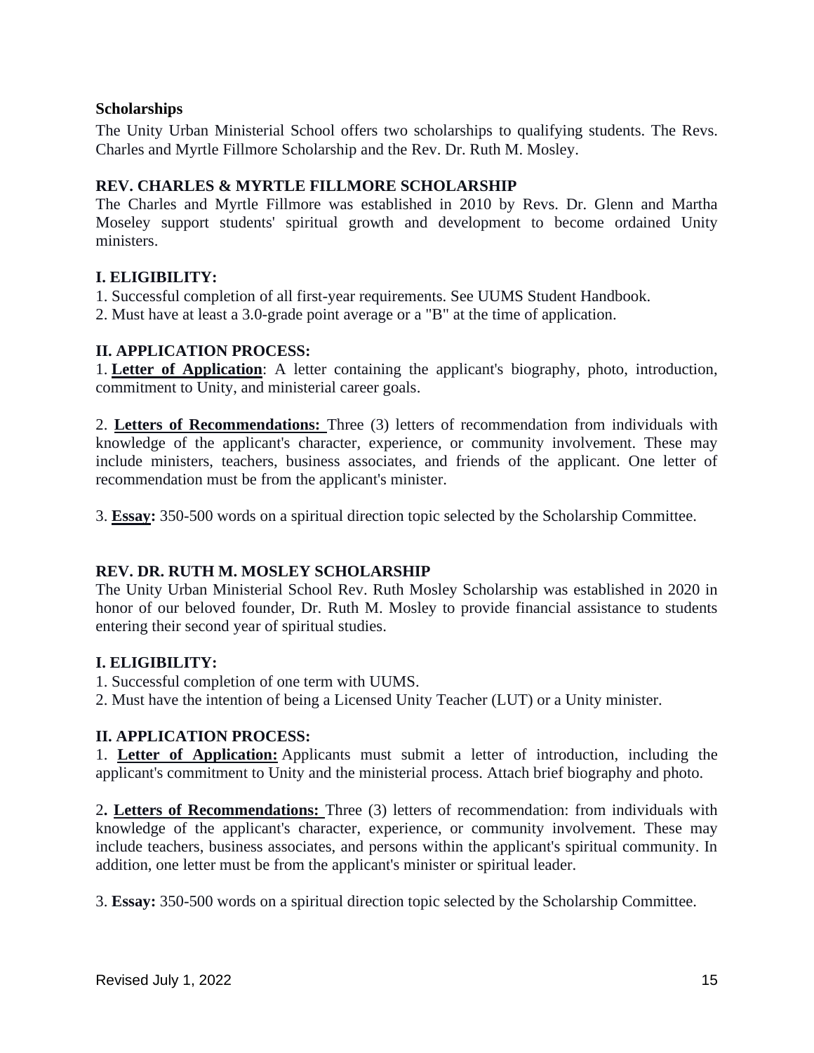## Scholarships

The Unity Urban Ministerial School offers two scholarships to qualifying students. The Revs. Charles and Myrtle Fillmore Scholarship and the Rev. Dr. Ruth M. Mosley.

### REV. CHARLES & MYRTLE FILLMORE SCHOLARSHIP

The Charles and Myrtle Fillmore was established in 2010 by Revs. Dr. Glenn and Martha Moseley support students' spiritual growth and development to become ordained Unity ministers.

#### I. ELIGIBILITY:

1. Successful completion of all first-year requirements. See UUMS Student Handbook.
2. Must have at least a 3.0-grade point average or a "B" at the time of application.

#### II. APPLICATION PROCESS:

1. **Letter of Application**: A letter containing the applicant's biography, photo, introduction, commitment to Unity, and ministerial career goals.

2. **Letters of Recommendations:** Three (3) letters of recommendation from individuals with knowledge of the applicant's character, experience, or community involvement. These may include ministers, teachers, business associates, and friends of the applicant. One letter of recommendation must be from the applicant's minister.

3. **Essay:** 350-500 words on a spiritual direction topic selected by the Scholarship Committee.

### REV. DR. RUTH M. MOSLEY SCHOLARSHIP

The Unity Urban Ministerial School Rev. Ruth Mosley Scholarship was established in 2020 in honor of our beloved founder, Dr. Ruth M. Mosley to provide financial assistance to students entering their second year of spiritual studies.

#### I. ELIGIBILITY:

1. Successful completion of one term with UUMS.
2. Must have the intention of being a Licensed Unity Teacher (LUT) or a Unity minister.

#### II. APPLICATION PROCESS:

1. **Letter of Application:** Applicants must submit a letter of introduction, including the applicant's commitment to Unity and the ministerial process. Attach brief biography and photo.

2. **Letters of Recommendations:** Three (3) letters of recommendation: from individuals with knowledge of the applicant's character, experience, or community involvement. These may include teachers, business associates, and persons within the applicant's spiritual community. In addition, one letter must be from the applicant's minister or spiritual leader.

3. **Essay:** 350-500 words on a spiritual direction topic selected by the Scholarship Committee.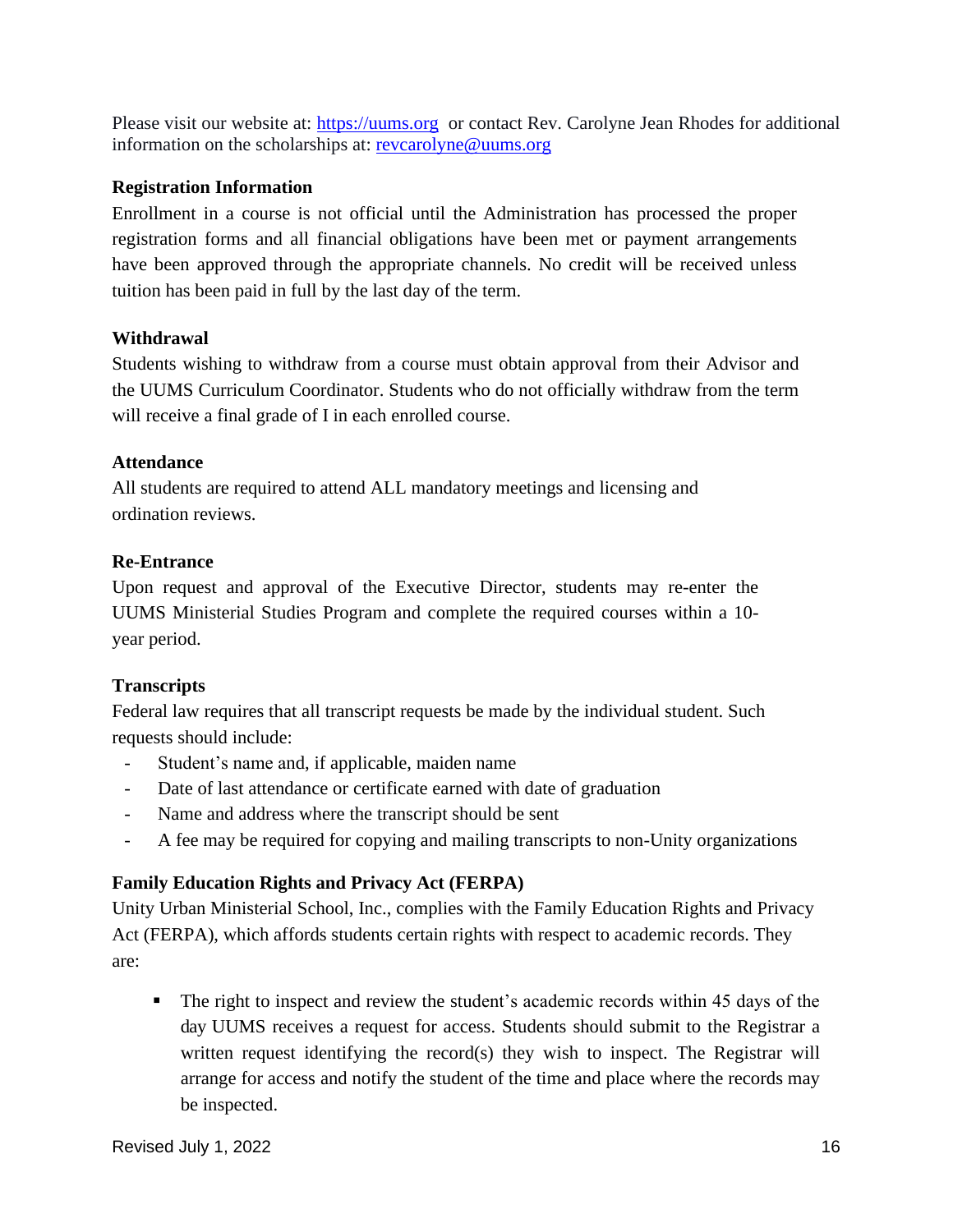Please visit our website at: [https://uums.org](https://uums.org) or contact Rev. Carolyne Jean Rhodes for additional information on the scholarships at: [revcarolyne@uums.org](mailto:revcarolyne@uums.org)

**Registration Information**

Enrollment in a course is not official until the Administration has processed the proper registration forms and all financial obligations have been met or payment arrangements have been approved through the appropriate channels. No credit will be received unless tuition has been paid in full by the last day of the term.

**Withdrawal**

Students wishing to withdraw from a course must obtain approval from their Advisor and the UUMS Curriculum Coordinator. Students who do not officially withdraw from the term will receive a final grade of I in each enrolled course.

**Attendance**

All students are required to attend ALL mandatory meetings and licensing and ordination reviews.

**Re-Entrance**

Upon request and approval of the Executive Director, students may re-enter the UUMS Ministerial Studies Program and complete the required courses within a 10-year period.

**Transcripts**

Federal law requires that all transcript requests be made by the individual student. Such requests should include:

- Student's name and, if applicable, maiden name
- Date of last attendance or certificate earned with date of graduation
- Name and address where the transcript should be sent
- A fee may be required for copying and mailing transcripts to non-Unity organizations

**Family Education Rights and Privacy Act (FERPA)**

Unity Urban Ministerial School, Inc., complies with the Family Education Rights and Privacy Act (FERPA), which affords students certain rights with respect to academic records. They are:

- The right to inspect and review the student's academic records within 45 days of the day UUMS receives a request for access. Students should submit to the Registrar a written request identifying the record(s) they wish to inspect. The Registrar will arrange for access and notify the student of the time and place where the records may be inspected.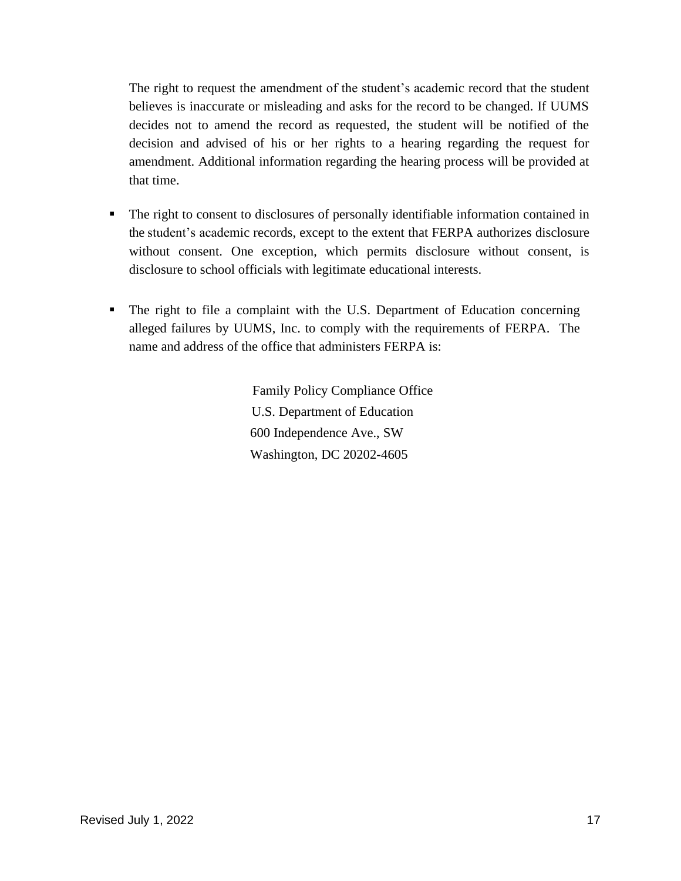The right to request the amendment of the student's academic record that the student believes is inaccurate or misleading and asks for the record to be changed. If UUMS decides not to amend the record as requested, the student will be notified of the decision and advised of his or her rights to a hearing regarding the request for amendment. Additional information regarding the hearing process will be provided at that time.

- The right to consent to disclosures of personally identifiable information contained in the student's academic records, except to the extent that FERPA authorizes disclosure without consent. One exception, which permits disclosure without consent, is disclosure to school officials with legitimate educational interests.

- The right to file a complaint with the U.S. Department of Education concerning alleged failures by UUMS, Inc. to comply with the requirements of FERPA. The name and address of the office that administers FERPA is:

  Family Policy Compliance Office
  U.S. Department of Education
  600 Independence Ave., SW
  Washington, DC 20202-4605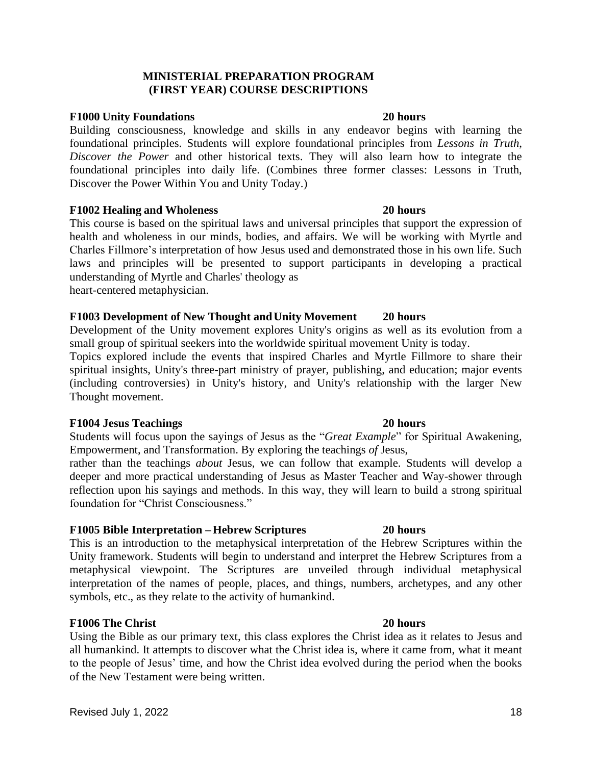## MINISTERIAL PREPARATION PROGRAM (FIRST YEAR) COURSE DESCRIPTIONS

**F1000 Unity Foundations** **20 hours**

Building consciousness, knowledge and skills in any endeavor begins with learning the foundational principles. Students will explore foundational principles from *Lessons in Truth*, *Discover the Power* and other historical texts. They will also learn how to integrate the foundational principles into daily life. (Combines three former classes: Lessons in Truth, Discover the Power Within You and Unity Today.)

**F1002 Healing and Wholeness** **20 hours**

This course is based on the spiritual laws and universal principles that support the expression of health and wholeness in our minds, bodies, and affairs. We will be working with Myrtle and Charles Fillmore's interpretation of how Jesus used and demonstrated those in his own life. Such laws and principles will be presented to support participants in developing a practical understanding of Myrtle and Charles' theology as
heart-centered metaphysician.

**F1003 Development of New Thought and Unity Movement** **20 hours**

Development of the Unity movement explores Unity's origins as well as its evolution from a small group of spiritual seekers into the worldwide spiritual movement Unity is today.
Topics explored include the events that inspired Charles and Myrtle Fillmore to share their spiritual insights, Unity's three-part ministry of prayer, publishing, and education; major events (including controversies) in Unity's history, and Unity's relationship with the larger New Thought movement.

**F1004 Jesus Teachings** **20 hours**

Students will focus upon the sayings of Jesus as the "*Great Example*" for Spiritual Awakening, Empowerment, and Transformation. By exploring the teachings *of* Jesus,
rather than the teachings *about* Jesus, we can follow that example. Students will develop a deeper and more practical understanding of Jesus as Master Teacher and Way-shower through reflection upon his sayings and methods. In this way, they will learn to build a strong spiritual foundation for "Christ Consciousness."

**F1005 Bible Interpretation – Hebrew Scriptures** **20 hours**

This is an introduction to the metaphysical interpretation of the Hebrew Scriptures within the Unity framework. Students will begin to understand and interpret the Hebrew Scriptures from a metaphysical viewpoint. The Scriptures are unveiled through individual metaphysical interpretation of the names of people, places, and things, numbers, archetypes, and any other symbols, etc., as they relate to the activity of humankind.

**F1006 The Christ** **20 hours**

Using the Bible as our primary text, this class explores the Christ idea as it relates to Jesus and all humankind. It attempts to discover what the Christ idea is, where it came from, what it meant to the people of Jesus' time, and how the Christ idea evolved during the period when the books of the New Testament were being written.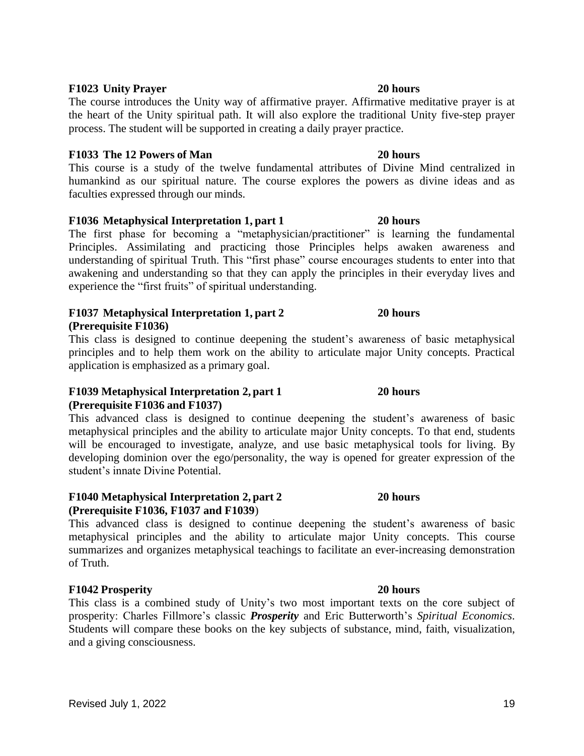**F1023 Unity Prayer** **20 hours**

The course introduces the Unity way of affirmative prayer. Affirmative meditative prayer is at the heart of the Unity spiritual path. It will also explore the traditional Unity five-step prayer process. The student will be supported in creating a daily prayer practice.

**F1033 The 12 Powers of Man** **20 hours**

This course is a study of the twelve fundamental attributes of Divine Mind centralized in humankind as our spiritual nature. The course explores the powers as divine ideas and as faculties expressed through our minds.

**F1036 Metaphysical Interpretation 1, part 1** **20 hours**

The first phase for becoming a "metaphysician/practitioner" is learning the fundamental Principles. Assimilating and practicing those Principles helps awaken awareness and understanding of spiritual Truth. This "first phase" course encourages students to enter into that awakening and understanding so that they can apply the principles in their everyday lives and experience the "first fruits" of spiritual understanding.

**F1037 Metaphysical Interpretation 1, part 2** **20 hours**
**(Prerequisite F1036)**

This class is designed to continue deepening the student's awareness of basic metaphysical principles and to help them work on the ability to articulate major Unity concepts. Practical application is emphasized as a primary goal.

**F1039 Metaphysical Interpretation 2, part 1** **20 hours**
**(Prerequisite F1036 and F1037)**

This advanced class is designed to continue deepening the student's awareness of basic metaphysical principles and the ability to articulate major Unity concepts. To that end, students will be encouraged to investigate, analyze, and use basic metaphysical tools for living. By developing dominion over the ego/personality, the way is opened for greater expression of the student's innate Divine Potential.

**F1040 Metaphysical Interpretation 2, part 2** **20 hours**
**(Prerequisite F1036, F1037 and F1039**)

This advanced class is designed to continue deepening the student's awareness of basic metaphysical principles and the ability to articulate major Unity concepts. This course summarizes and organizes metaphysical teachings to facilitate an ever-increasing demonstration of Truth.

**F1042 Prosperity** **20 hours**

This class is a combined study of Unity's two most important texts on the core subject of prosperity: Charles Fillmore's classic ***Prosperity*** and Eric Butterworth's *Spiritual Economics*. Students will compare these books on the key subjects of substance, mind, faith, visualization, and a giving consciousness.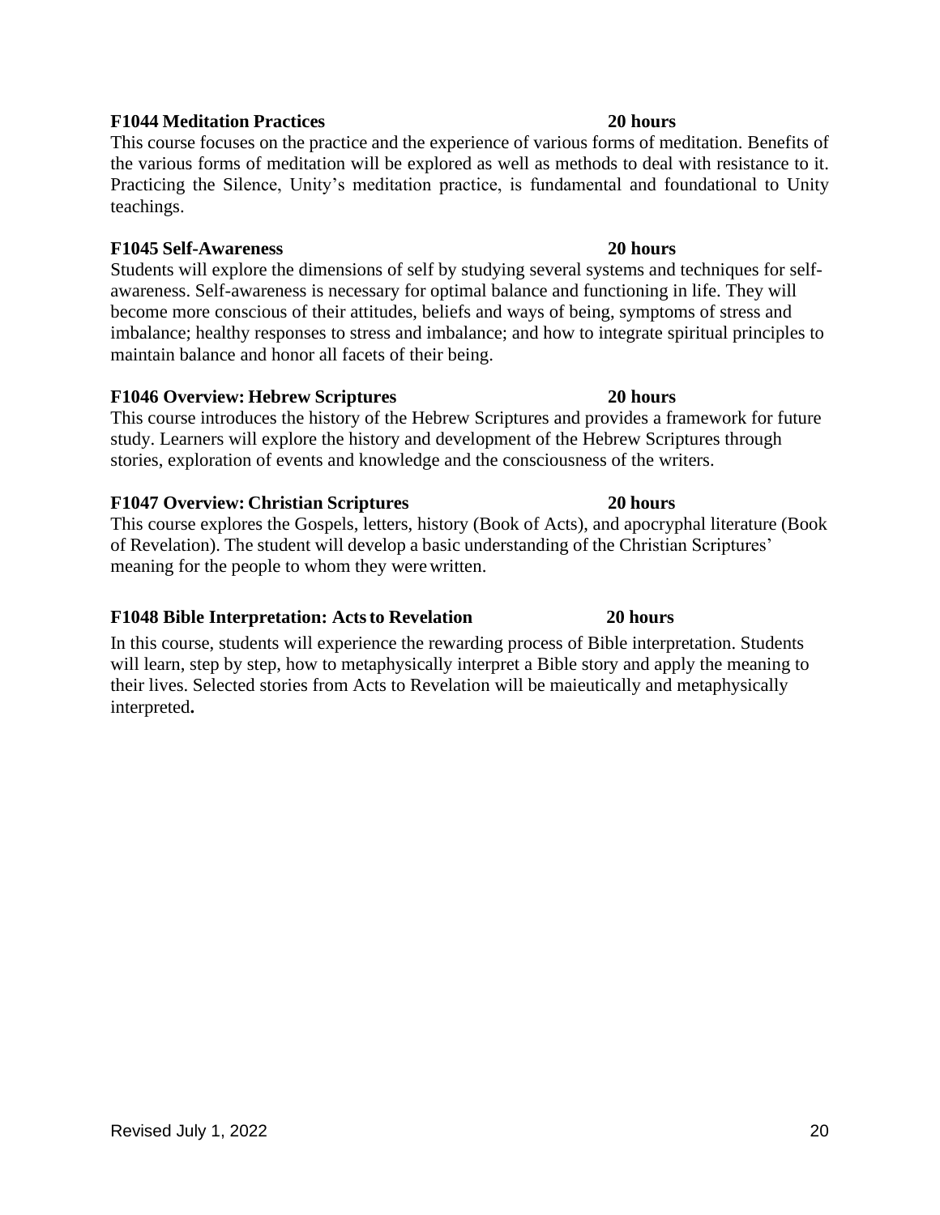**F1044 Meditation Practices 20 hours**

This course focuses on the practice and the experience of various forms of meditation. Benefits of the various forms of meditation will be explored as well as methods to deal with resistance to it. Practicing the Silence, Unity's meditation practice, is fundamental and foundational to Unity teachings.

**F1045 Self-Awareness 20 hours**

Students will explore the dimensions of self by studying several systems and techniques for self-awareness. Self-awareness is necessary for optimal balance and functioning in life. They will become more conscious of their attitudes, beliefs and ways of being, symptoms of stress and imbalance; healthy responses to stress and imbalance; and how to integrate spiritual principles to maintain balance and honor all facets of their being.

**F1046 Overview: Hebrew Scriptures 20 hours**

This course introduces the history of the Hebrew Scriptures and provides a framework for future study. Learners will explore the history and development of the Hebrew Scriptures through stories, exploration of events and knowledge and the consciousness of the writers.

**F1047 Overview: Christian Scriptures 20 hours**

This course explores the Gospels, letters, history (Book of Acts), and apocryphal literature (Book of Revelation). The student will develop a basic understanding of the Christian Scriptures' meaning for the people to whom they were written.

**F1048 Bible Interpretation: Acts to Revelation 20 hours**

In this course, students will experience the rewarding process of Bible interpretation. Students will learn, step by step, how to metaphysically interpret a Bible story and apply the meaning to their lives. Selected stories from Acts to Revelation will be maieutically and metaphysically interpreted**.**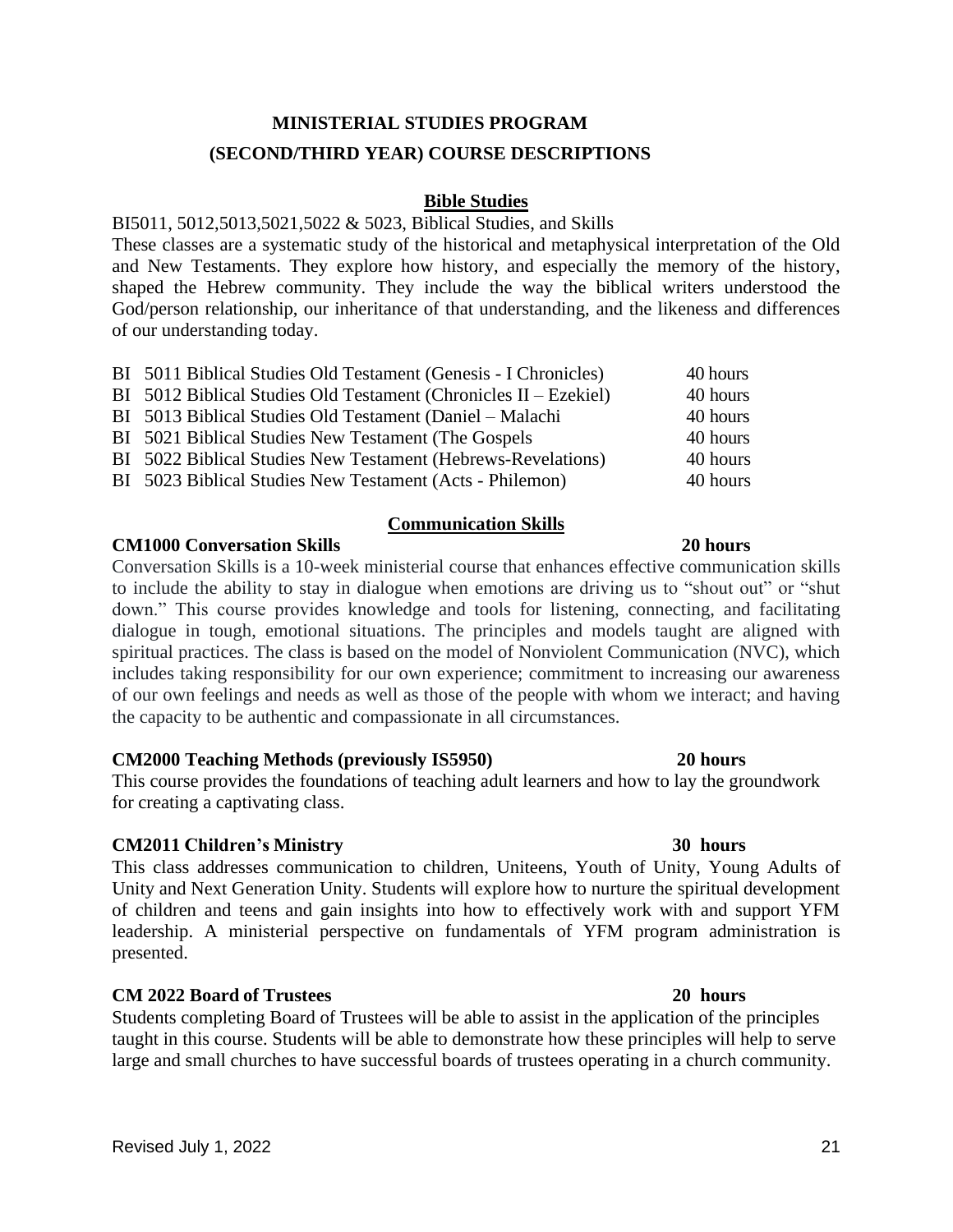# MINISTERIAL STUDIES PROGRAM

## (SECOND/THIRD YEAR) COURSE DESCRIPTIONS

### Bible Studies

BI5011, 5012,5013,5021,5022 & 5023, Biblical Studies, and Skills

These classes are a systematic study of the historical and metaphysical interpretation of the Old and New Testaments. They explore how history, and especially the memory of the history, shaped the Hebrew community. They include the way the biblical writers understood the God/person relationship, our inheritance of that understanding, and the likeness and differences of our understanding today.

| Course | Hours |
|---|---|
| BI 5011 Biblical Studies Old Testament (Genesis - I Chronicles) | 40 hours |
| BI 5012 Biblical Studies Old Testament (Chronicles II – Ezekiel) | 40 hours |
| BI 5013 Biblical Studies Old Testament (Daniel – Malachi | 40 hours |
| BI 5021 Biblical Studies New Testament (The Gospels | 40 hours |
| BI 5022 Biblical Studies New Testament (Hebrews-Revelations) | 40 hours |
| BI 5023 Biblical Studies New Testament (Acts - Philemon) | 40 hours |

### Communication Skills

**CM1000 Conversation Skills — 20 hours**

Conversation Skills is a 10-week ministerial course that enhances effective communication skills to include the ability to stay in dialogue when emotions are driving us to "shout out" or "shut down." This course provides knowledge and tools for listening, connecting, and facilitating dialogue in tough, emotional situations. The principles and models taught are aligned with spiritual practices. The class is based on the model of Nonviolent Communication (NVC), which includes taking responsibility for our own experience; commitment to increasing our awareness of our own feelings and needs as well as those of the people with whom we interact; and having the capacity to be authentic and compassionate in all circumstances.

**CM2000 Teaching Methods (previously IS5950) — 20 hours**

This course provides the foundations of teaching adult learners and how to lay the groundwork for creating a captivating class.

**CM2011 Children's Ministry — 30 hours**

This class addresses communication to children, Uniteens, Youth of Unity, Young Adults of Unity and Next Generation Unity. Students will explore how to nurture the spiritual development of children and teens and gain insights into how to effectively work with and support YFM leadership. A ministerial perspective on fundamentals of YFM program administration is presented.

**CM 2022 Board of Trustees — 20 hours**

Students completing Board of Trustees will be able to assist in the application of the principles taught in this course. Students will be able to demonstrate how these principles will help to serve large and small churches to have successful boards of trustees operating in a church community.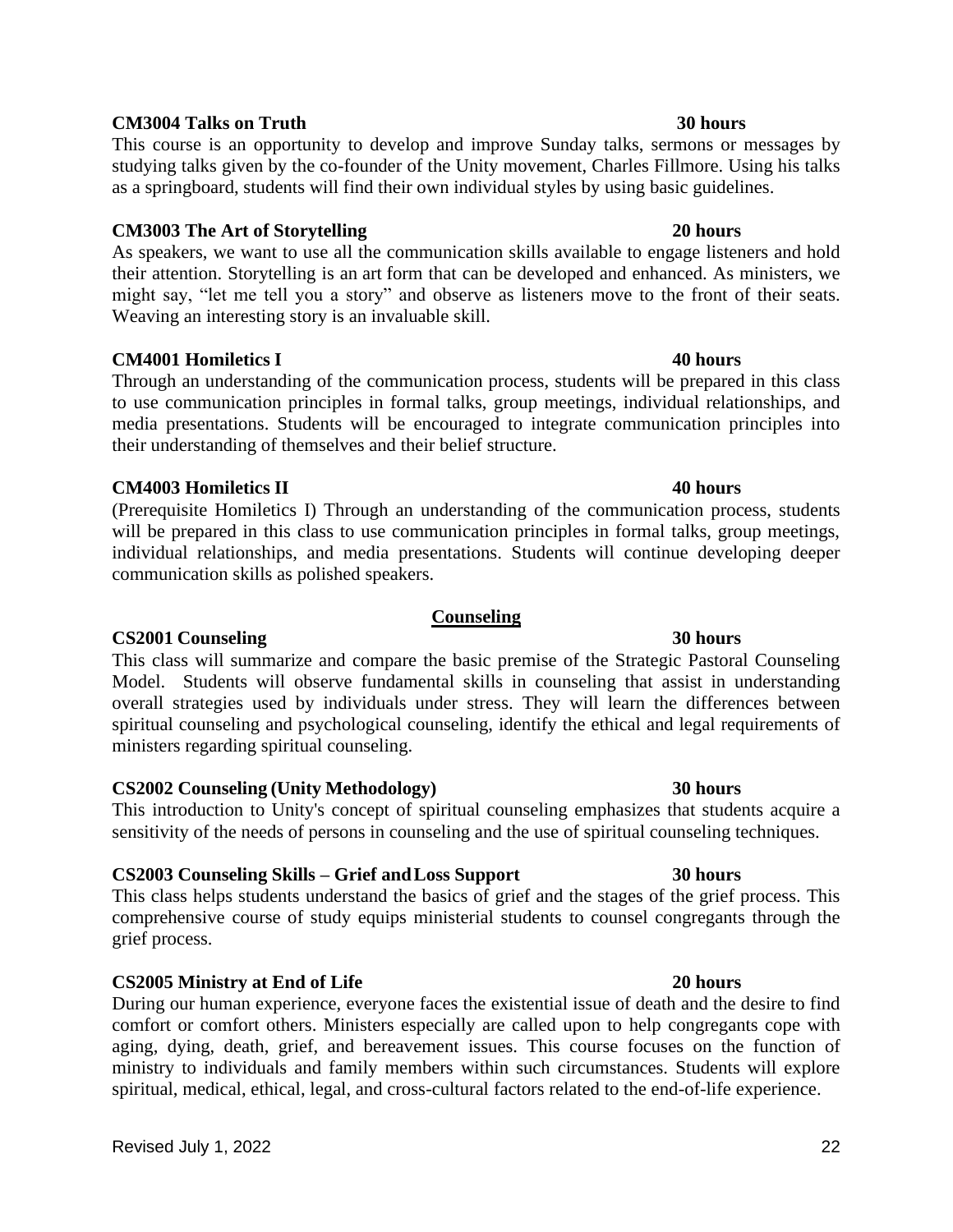**CM3004 Talks on Truth** **30 hours**

This course is an opportunity to develop and improve Sunday talks, sermons or messages by studying talks given by the co-founder of the Unity movement, Charles Fillmore. Using his talks as a springboard, students will find their own individual styles by using basic guidelines.

**CM3003 The Art of Storytelling** **20 hours**

As speakers, we want to use all the communication skills available to engage listeners and hold their attention. Storytelling is an art form that can be developed and enhanced. As ministers, we might say, "let me tell you a story" and observe as listeners move to the front of their seats. Weaving an interesting story is an invaluable skill.

**CM4001 Homiletics I** **40 hours**

Through an understanding of the communication process, students will be prepared in this class to use communication principles in formal talks, group meetings, individual relationships, and media presentations. Students will be encouraged to integrate communication principles into their understanding of themselves and their belief structure.

**CM4003 Homiletics II** **40 hours**

(Prerequisite Homiletics I) Through an understanding of the communication process, students will be prepared in this class to use communication principles in formal talks, group meetings, individual relationships, and media presentations. Students will continue developing deeper communication skills as polished speakers.

## Counseling

**CS2001 Counseling** **30 hours**

This class will summarize and compare the basic premise of the Strategic Pastoral Counseling Model. Students will observe fundamental skills in counseling that assist in understanding overall strategies used by individuals under stress. They will learn the differences between spiritual counseling and psychological counseling, identify the ethical and legal requirements of ministers regarding spiritual counseling.

**CS2002 Counseling (Unity Methodology)** **30 hours**

This introduction to Unity's concept of spiritual counseling emphasizes that students acquire a sensitivity of the needs of persons in counseling and the use of spiritual counseling techniques.

**CS2003 Counseling Skills – Grief and Loss Support** **30 hours**

This class helps students understand the basics of grief and the stages of the grief process. This comprehensive course of study equips ministerial students to counsel congregants through the grief process.

**CS2005 Ministry at End of Life** **20 hours**

During our human experience, everyone faces the existential issue of death and the desire to find comfort or comfort others. Ministers especially are called upon to help congregants cope with aging, dying, death, grief, and bereavement issues. This course focuses on the function of ministry to individuals and family members within such circumstances. Students will explore spiritual, medical, ethical, legal, and cross-cultural factors related to the end-of-life experience.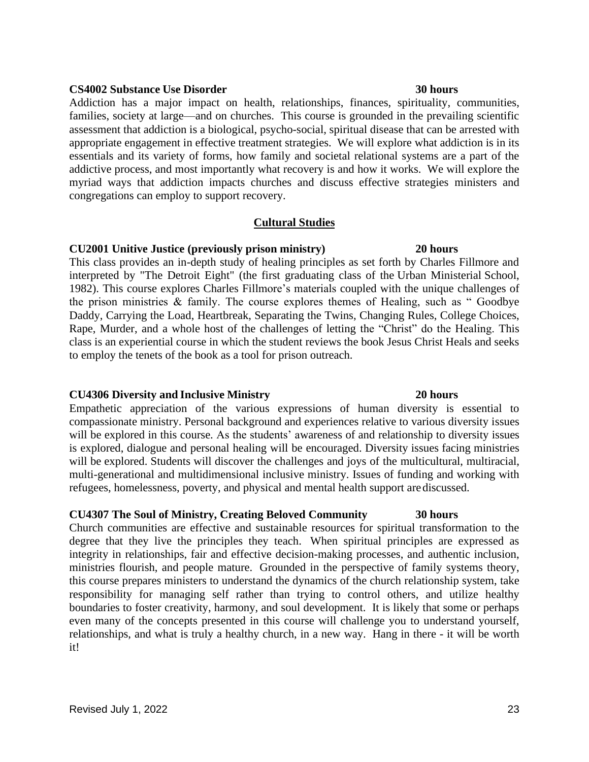**CS4002 Substance Use Disorder** **30 hours**

Addiction has a major impact on health, relationships, finances, spirituality, communities, families, society at large—and on churches. This course is grounded in the prevailing scientific assessment that addiction is a biological, psycho-social, spiritual disease that can be arrested with appropriate engagement in effective treatment strategies. We will explore what addiction is in its essentials and its variety of forms, how family and societal relational systems are a part of the addictive process, and most importantly what recovery is and how it works. We will explore the myriad ways that addiction impacts churches and discuss effective strategies ministers and congregations can employ to support recovery.

## Cultural Studies

**CU2001 Unitive Justice (previously prison ministry)** **20 hours**

This class provides an in-depth study of healing principles as set forth by Charles Fillmore and interpreted by "The Detroit Eight" (the first graduating class of the Urban Ministerial School, 1982). This course explores Charles Fillmore's materials coupled with the unique challenges of the prison ministries & family. The course explores themes of Healing, such as " Goodbye Daddy, Carrying the Load, Heartbreak, Separating the Twins, Changing Rules, College Choices, Rape, Murder, and a whole host of the challenges of letting the "Christ" do the Healing. This class is an experiential course in which the student reviews the book Jesus Christ Heals and seeks to employ the tenets of the book as a tool for prison outreach.

**CU4306 Diversity and Inclusive Ministry** **20 hours**

Empathetic appreciation of the various expressions of human diversity is essential to compassionate ministry. Personal background and experiences relative to various diversity issues will be explored in this course. As the students' awareness of and relationship to diversity issues is explored, dialogue and personal healing will be encouraged. Diversity issues facing ministries will be explored. Students will discover the challenges and joys of the multicultural, multiracial, multi-generational and multidimensional inclusive ministry. Issues of funding and working with refugees, homelessness, poverty, and physical and mental health support are discussed.

**CU4307 The Soul of Ministry, Creating Beloved Community** **30 hours**

Church communities are effective and sustainable resources for spiritual transformation to the degree that they live the principles they teach. When spiritual principles are expressed as integrity in relationships, fair and effective decision-making processes, and authentic inclusion, ministries flourish, and people mature. Grounded in the perspective of family systems theory, this course prepares ministers to understand the dynamics of the church relationship system, take responsibility for managing self rather than trying to control others, and utilize healthy boundaries to foster creativity, harmony, and soul development. It is likely that some or perhaps even many of the concepts presented in this course will challenge you to understand yourself, relationships, and what is truly a healthy church, in a new way. Hang in there - it will be worth it!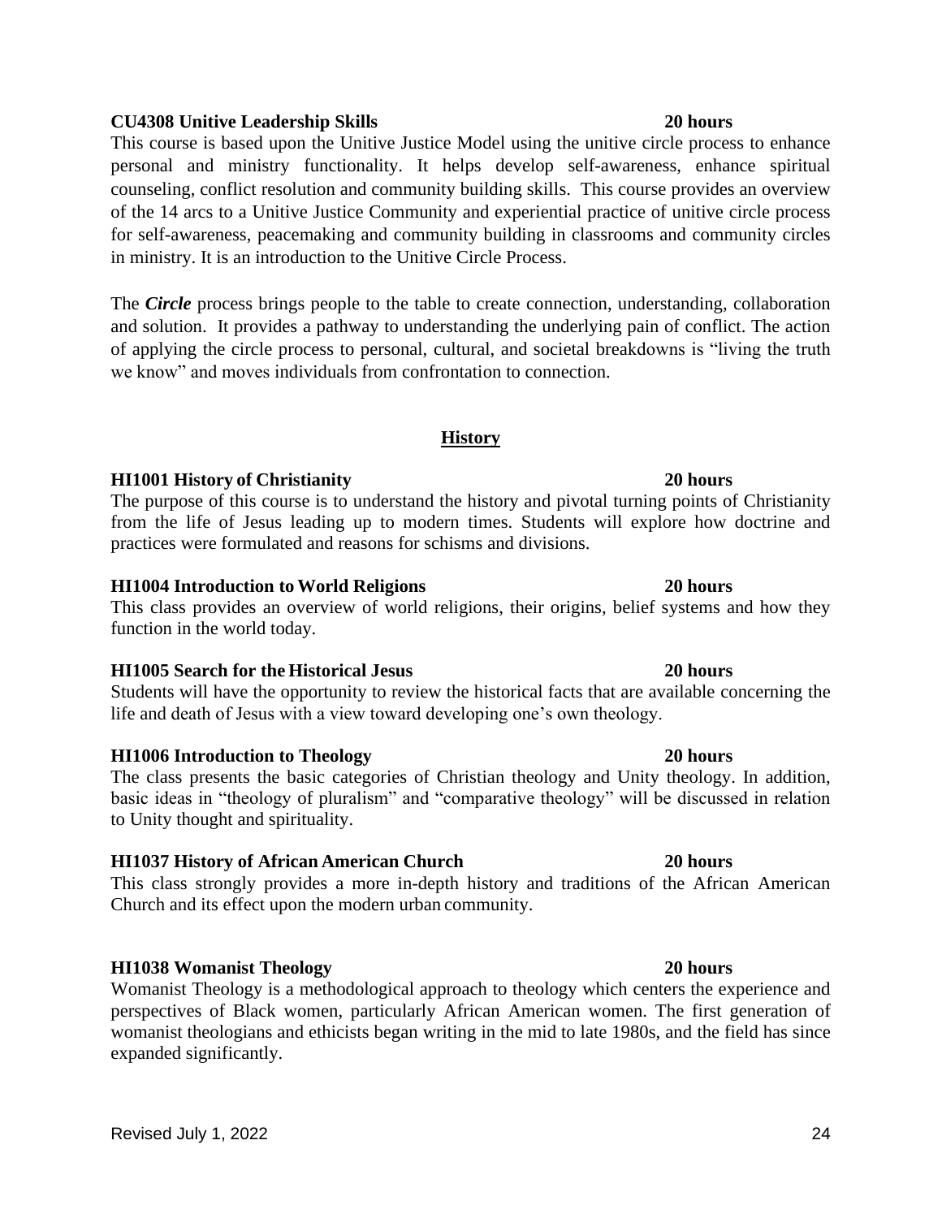**CU4308 Unitive Leadership Skills 20 hours**

This course is based upon the Unitive Justice Model using the unitive circle process to enhance personal and ministry functionality. It helps develop self-awareness, enhance spiritual counseling, conflict resolution and community building skills. This course provides an overview of the 14 arcs to a Unitive Justice Community and experiential practice of unitive circle process for self-awareness, peacemaking and community building in classrooms and community circles in ministry. It is an introduction to the Unitive Circle Process.

The ***Circle*** process brings people to the table to create connection, understanding, collaboration and solution. It provides a pathway to understanding the underlying pain of conflict. The action of applying the circle process to personal, cultural, and societal breakdowns is "living the truth we know" and moves individuals from confrontation to connection.

## History

**HI1001 History of Christianity 20 hours**

The purpose of this course is to understand the history and pivotal turning points of Christianity from the life of Jesus leading up to modern times. Students will explore how doctrine and practices were formulated and reasons for schisms and divisions.

**HI1004 Introduction to World Religions 20 hours**

This class provides an overview of world religions, their origins, belief systems and how they function in the world today.

**HI1005 Search for the Historical Jesus 20 hours**

Students will have the opportunity to review the historical facts that are available concerning the life and death of Jesus with a view toward developing one's own theology.

**HI1006 Introduction to Theology 20 hours**

The class presents the basic categories of Christian theology and Unity theology. In addition, basic ideas in "theology of pluralism" and "comparative theology" will be discussed in relation to Unity thought and spirituality.

**HI1037 History of African American Church 20 hours**

This class strongly provides a more in-depth history and traditions of the African American Church and its effect upon the modern urban community.

**HI1038 Womanist Theology 20 hours**

Womanist Theology is a methodological approach to theology which centers the experience and perspectives of Black women, particularly African American women. The first generation of womanist theologians and ethicists began writing in the mid to late 1980s, and the field has since expanded significantly.

Revised July 1, 2022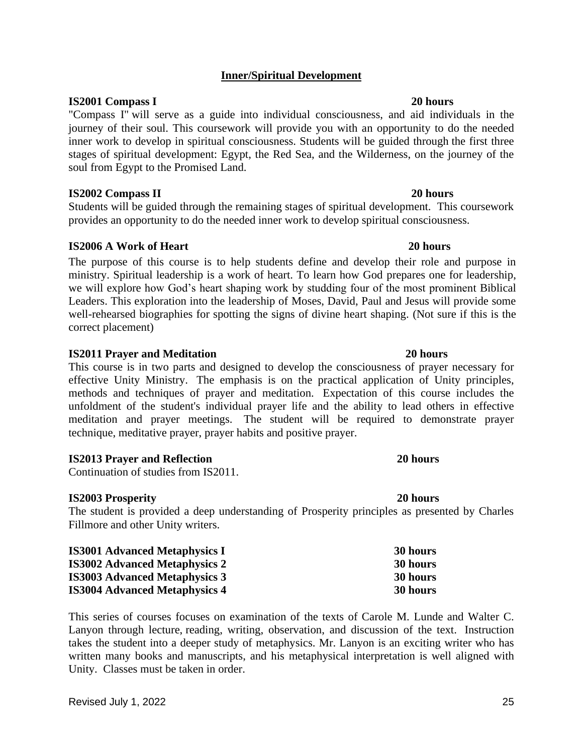## Inner/Spiritual Development

**IS2001 Compass I** **20 hours**

"Compass I" will serve as a guide into individual consciousness, and aid individuals in the journey of their soul. This coursework will provide you with an opportunity to do the needed inner work to develop in spiritual consciousness. Students will be guided through the first three stages of spiritual development: Egypt, the Red Sea, and the Wilderness, on the journey of the soul from Egypt to the Promised Land.

**IS2002 Compass II** **20 hours**

Students will be guided through the remaining stages of spiritual development. This coursework provides an opportunity to do the needed inner work to develop spiritual consciousness.

**IS2006 A Work of Heart** **20 hours**

The purpose of this course is to help students define and develop their role and purpose in ministry. Spiritual leadership is a work of heart. To learn how God prepares one for leadership, we will explore how God's heart shaping work by studding four of the most prominent Biblical Leaders. This exploration into the leadership of Moses, David, Paul and Jesus will provide some well-rehearsed biographies for spotting the signs of divine heart shaping. (Not sure if this is the correct placement)

**IS2011 Prayer and Meditation** **20 hours**

This course is in two parts and designed to develop the consciousness of prayer necessary for effective Unity Ministry. The emphasis is on the practical application of Unity principles, methods and techniques of prayer and meditation. Expectation of this course includes the unfoldment of the student's individual prayer life and the ability to lead others in effective meditation and prayer meetings. The student will be required to demonstrate prayer technique, meditative prayer, prayer habits and positive prayer.

**IS2013 Prayer and Reflection** **20 hours**

Continuation of studies from IS2011.

**IS2003 Prosperity** **20 hours**

The student is provided a deep understanding of Prosperity principles as presented by Charles Fillmore and other Unity writers.

**IS3001 Advanced Metaphysics I** **30 hours**
**IS3002 Advanced Metaphysics 2** **30 hours**
**IS3003 Advanced Metaphysics 3** **30 hours**
**IS3004 Advanced Metaphysics 4** **30 hours**

This series of courses focuses on examination of the texts of Carole M. Lunde and Walter C. Lanyon through lecture, reading, writing, observation, and discussion of the text. Instruction takes the student into a deeper study of metaphysics. Mr. Lanyon is an exciting writer who has written many books and manuscripts, and his metaphysical interpretation is well aligned with Unity. Classes must be taken in order.

Revised July 1, 2022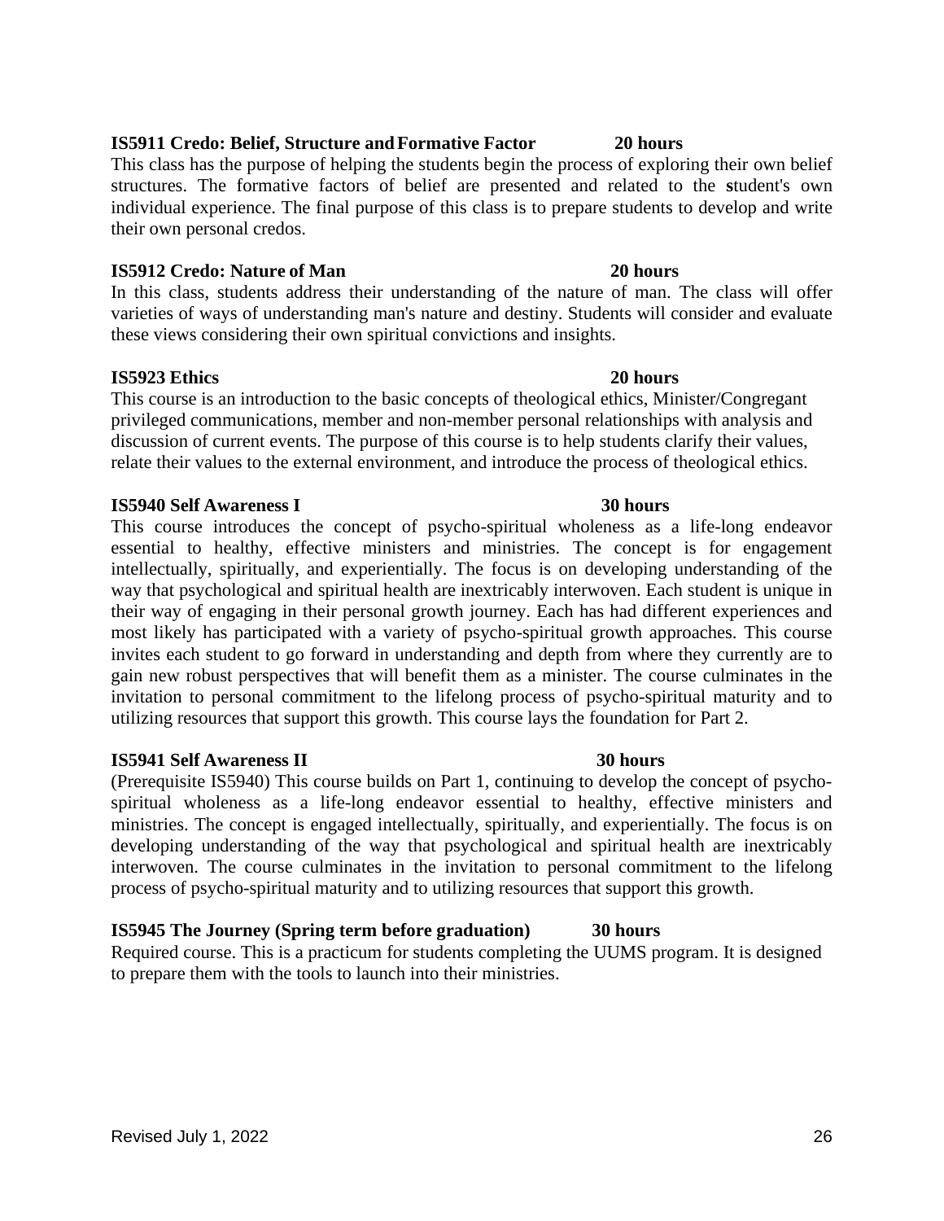**IS5911 Credo: Belief, Structure and Formative Factor 20 hours**

This class has the purpose of helping the students begin the process of exploring their own belief structures. The formative factors of belief are presented and related to the **s**tudent's own individual experience. The final purpose of this class is to prepare students to develop and write their own personal credos.

**IS5912 Credo: Nature of Man 20 hours**

In this class, students address their understanding of the nature of man. The class will offer varieties of ways of understanding man's nature and destiny. Students will consider and evaluate these views considering their own spiritual convictions and insights.

**IS5923 Ethics 20 hours**

This course is an introduction to the basic concepts of theological ethics, Minister/Congregant privileged communications, member and non-member personal relationships with analysis and discussion of current events. The purpose of this course is to help students clarify their values, relate their values to the external environment, and introduce the process of theological ethics.

**IS5940 Self Awareness I 30 hours**

This course introduces the concept of psycho-spiritual wholeness as a life-long endeavor essential to healthy, effective ministers and ministries. The concept is for engagement intellectually, spiritually, and experientially. The focus is on developing understanding of the way that psychological and spiritual health are inextricably interwoven. Each student is unique in their way of engaging in their personal growth journey. Each has had different experiences and most likely has participated with a variety of psycho-spiritual growth approaches. This course invites each student to go forward in understanding and depth from where they currently are to gain new robust perspectives that will benefit them as a minister. The course culminates in the invitation to personal commitment to the lifelong process of psycho-spiritual maturity and to utilizing resources that support this growth. This course lays the foundation for Part 2.

**IS5941 Self Awareness II 30 hours**

(Prerequisite IS5940) This course builds on Part 1, continuing to develop the concept of psycho-spiritual wholeness as a life-long endeavor essential to healthy, effective ministers and ministries. The concept is engaged intellectually, spiritually, and experientially. The focus is on developing understanding of the way that psychological and spiritual health are inextricably interwoven. The course culminates in the invitation to personal commitment to the lifelong process of psycho-spiritual maturity and to utilizing resources that support this growth.

**IS5945 The Journey (Spring term before graduation) 30 hours**

Required course. This is a practicum for students completing the UUMS program. It is designed to prepare them with the tools to launch into their ministries.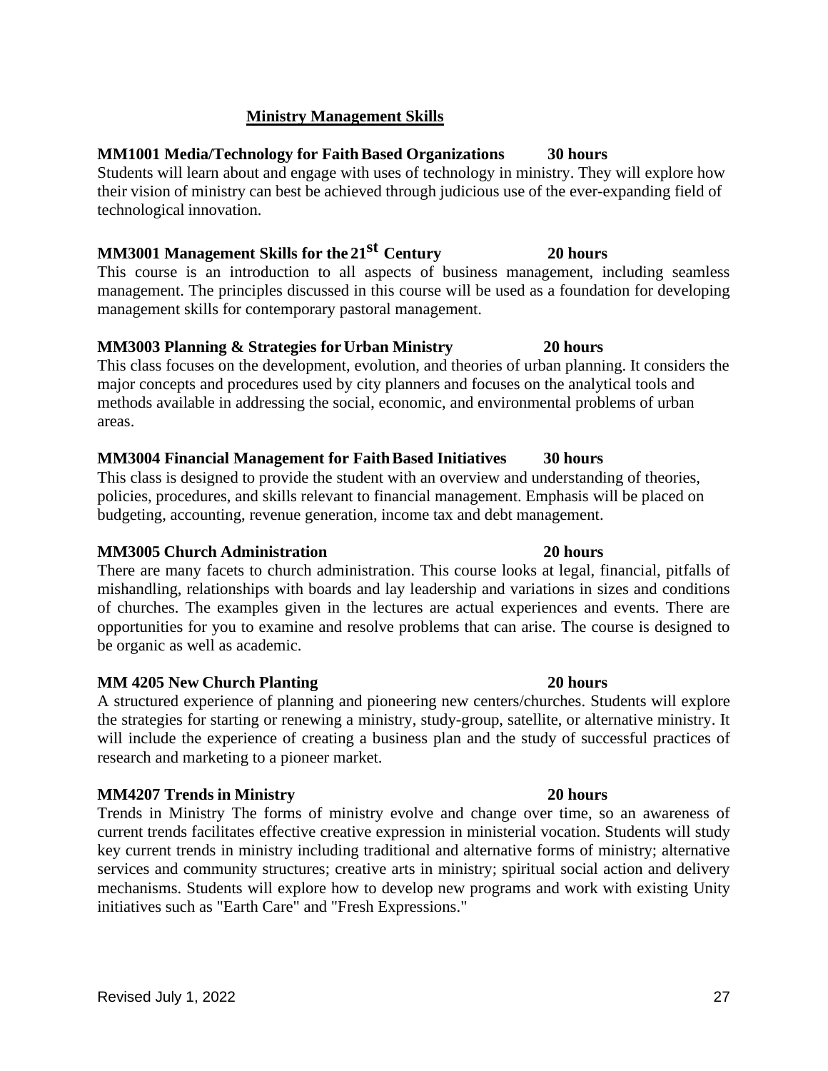## Ministry Management Skills

**MM1001 Media/Technology for Faith Based Organizations 30 hours**

Students will learn about and engage with uses of technology in ministry. They will explore how their vision of ministry can best be achieved through judicious use of the ever-expanding field of technological innovation.

**MM3001 Management Skills for the 21st Century 20 hours**

This course is an introduction to all aspects of business management, including seamless management. The principles discussed in this course will be used as a foundation for developing management skills for contemporary pastoral management.

**MM3003 Planning & Strategies for Urban Ministry 20 hours**

This class focuses on the development, evolution, and theories of urban planning. It considers the major concepts and procedures used by city planners and focuses on the analytical tools and methods available in addressing the social, economic, and environmental problems of urban areas.

**MM3004 Financial Management for Faith Based Initiatives 30 hours**

This class is designed to provide the student with an overview and understanding of theories, policies, procedures, and skills relevant to financial management. Emphasis will be placed on budgeting, accounting, revenue generation, income tax and debt management.

**MM3005 Church Administration 20 hours**

There are many facets to church administration. This course looks at legal, financial, pitfalls of mishandling, relationships with boards and lay leadership and variations in sizes and conditions of churches. The examples given in the lectures are actual experiences and events. There are opportunities for you to examine and resolve problems that can arise. The course is designed to be organic as well as academic.

**MM 4205 New Church Planting 20 hours**

A structured experience of planning and pioneering new centers/churches. Students will explore the strategies for starting or renewing a ministry, study-group, satellite, or alternative ministry. It will include the experience of creating a business plan and the study of successful practices of research and marketing to a pioneer market.

**MM4207 Trends in Ministry 20 hours**

Trends in Ministry The forms of ministry evolve and change over time, so an awareness of current trends facilitates effective creative expression in ministerial vocation. Students will study key current trends in ministry including traditional and alternative forms of ministry; alternative services and community structures; creative arts in ministry; spiritual social action and delivery mechanisms. Students will explore how to develop new programs and work with existing Unity initiatives such as "Earth Care" and "Fresh Expressions."

Revised July 1, 2022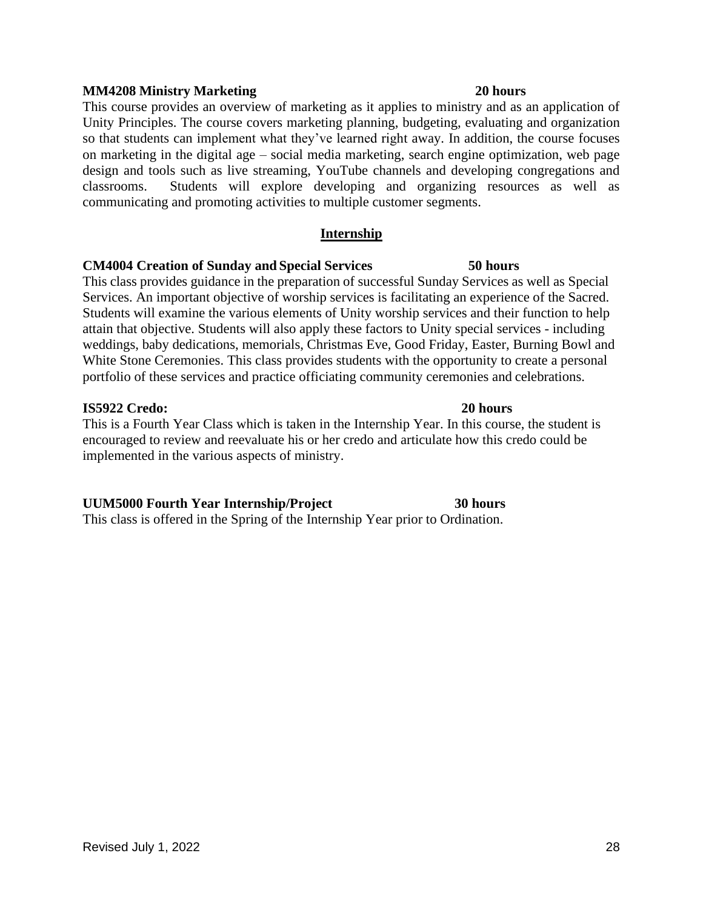**MM4208 Ministry Marketing 20 hours**

This course provides an overview of marketing as it applies to ministry and as an application of Unity Principles. The course covers marketing planning, budgeting, evaluating and organization so that students can implement what they've learned right away. In addition, the course focuses on marketing in the digital age – social media marketing, search engine optimization, web page design and tools such as live streaming, YouTube channels and developing congregations and classrooms. Students will explore developing and organizing resources as well as communicating and promoting activities to multiple customer segments.

## Internship

**CM4004 Creation of Sunday and Special Services 50 hours**

This class provides guidance in the preparation of successful Sunday Services as well as Special Services. An important objective of worship services is facilitating an experience of the Sacred. Students will examine the various elements of Unity worship services and their function to help attain that objective. Students will also apply these factors to Unity special services - including weddings, baby dedications, memorials, Christmas Eve, Good Friday, Easter, Burning Bowl and White Stone Ceremonies. This class provides students with the opportunity to create a personal portfolio of these services and practice officiating community ceremonies and celebrations.

**IS5922 Credo: 20 hours**

This is a Fourth Year Class which is taken in the Internship Year. In this course, the student is encouraged to review and reevaluate his or her credo and articulate how this credo could be implemented in the various aspects of ministry.

**UUM5000 Fourth Year Internship/Project 30 hours**

This class is offered in the Spring of the Internship Year prior to Ordination.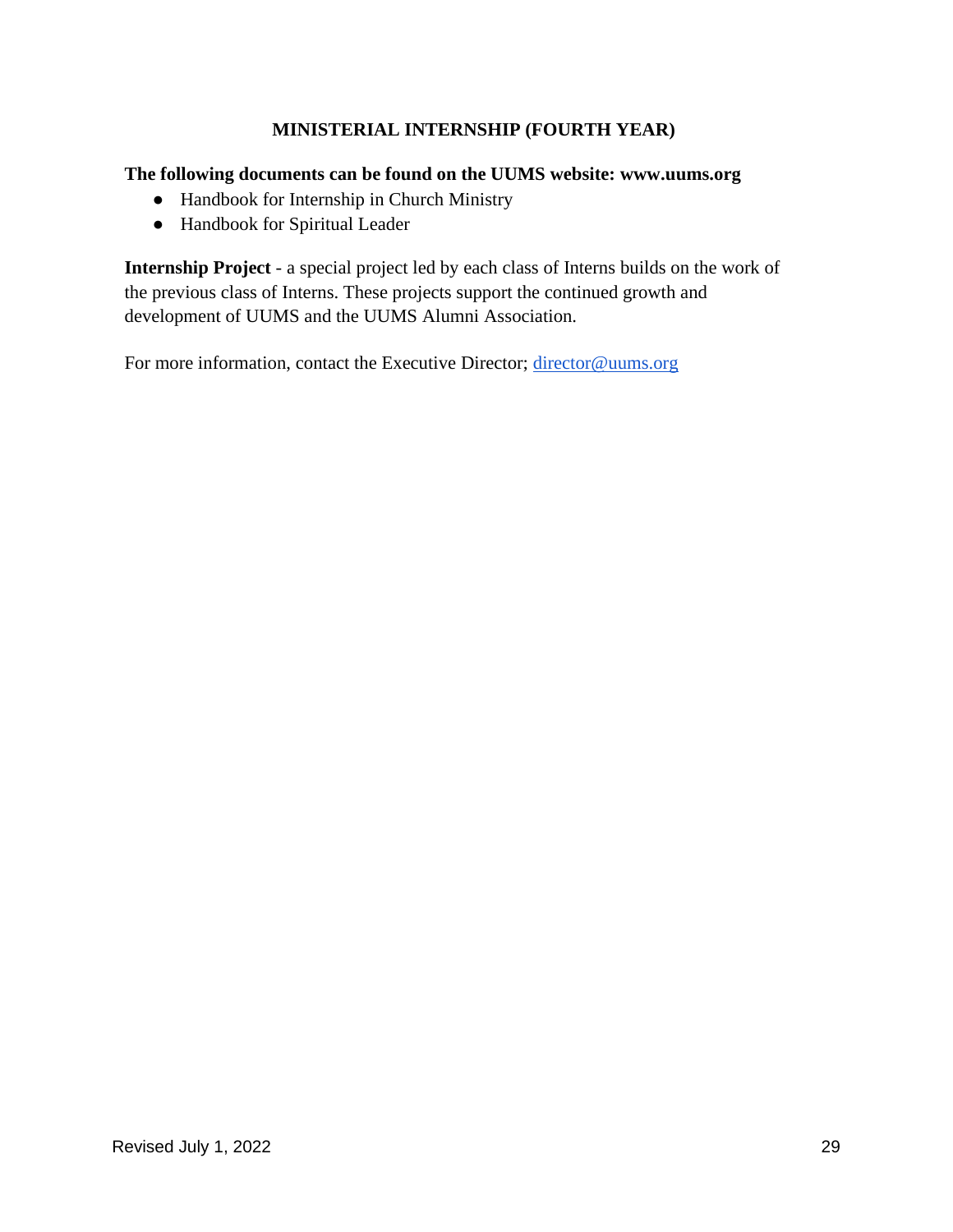## MINISTERIAL INTERNSHIP (FOURTH YEAR)

**The following documents can be found on the UUMS website: www.uums.org**

- Handbook for Internship in Church Ministry
- Handbook for Spiritual Leader

**Internship Project** - a special project led by each class of Interns builds on the work of the previous class of Interns. These projects support the continued growth and development of UUMS and the UUMS Alumni Association.

For more information, contact the Executive Director; director@uums.org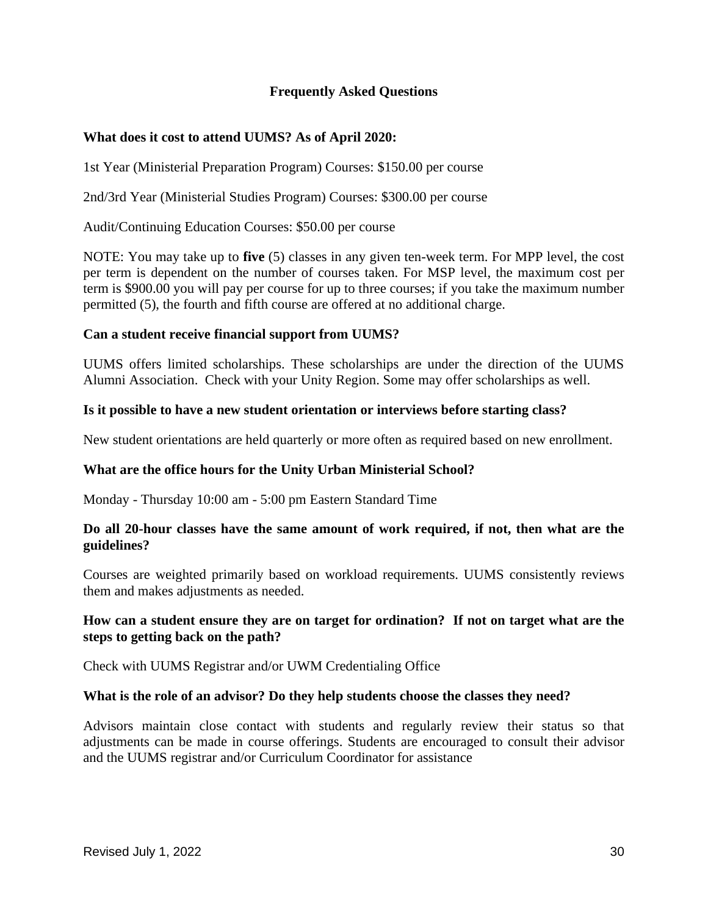## Frequently Asked Questions

**What does it cost to attend UUMS? As of April 2020:**

1st Year (Ministerial Preparation Program) Courses: $150.00 per course

2nd/3rd Year (Ministerial Studies Program) Courses: $300.00 per course

Audit/Continuing Education Courses: $50.00 per course

NOTE: You may take up to **five** (5) classes in any given ten-week term. For MPP level, the cost per term is dependent on the number of courses taken. For MSP level, the maximum cost per term is $900.00 you will pay per course for up to three courses; if you take the maximum number permitted (5), the fourth and fifth course are offered at no additional charge.

**Can a student receive financial support from UUMS?**

UUMS offers limited scholarships. These scholarships are under the direction of the UUMS Alumni Association. Check with your Unity Region. Some may offer scholarships as well.

**Is it possible to have a new student orientation or interviews before starting class?**

New student orientations are held quarterly or more often as required based on new enrollment.

**What are the office hours for the Unity Urban Ministerial School?**

Monday - Thursday 10:00 am - 5:00 pm Eastern Standard Time

**Do all 20-hour classes have the same amount of work required, if not, then what are the guidelines?**

Courses are weighted primarily based on workload requirements. UUMS consistently reviews them and makes adjustments as needed.

**How can a student ensure they are on target for ordination? If not on target what are the steps to getting back on the path?**

Check with UUMS Registrar and/or UWM Credentialing Office

**What is the role of an advisor? Do they help students choose the classes they need?**

Advisors maintain close contact with students and regularly review their status so that adjustments can be made in course offerings. Students are encouraged to consult their advisor and the UUMS registrar and/or Curriculum Coordinator for assistance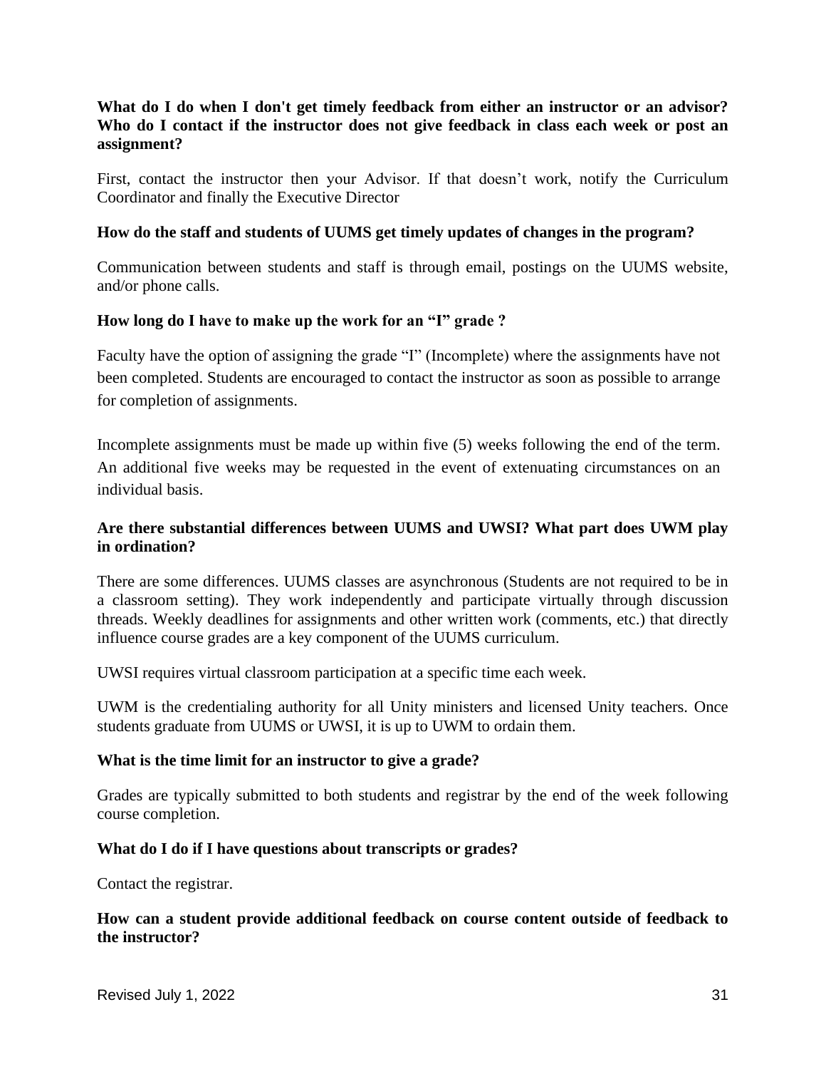**What do I do when I don't get timely feedback from either an instructor or an advisor? Who do I contact if the instructor does not give feedback in class each week or post an assignment?**

First, contact the instructor then your Advisor. If that doesn't work, notify the Curriculum Coordinator and finally the Executive Director

**How do the staff and students of UUMS get timely updates of changes in the program?**

Communication between students and staff is through email, postings on the UUMS website, and/or phone calls.

**How long do I have to make up the work for an "I" grade ?**

Faculty have the option of assigning the grade "I" (Incomplete) where the assignments have not been completed. Students are encouraged to contact the instructor as soon as possible to arrange for completion of assignments.

Incomplete assignments must be made up within five (5) weeks following the end of the term. An additional five weeks may be requested in the event of extenuating circumstances on an individual basis.

**Are there substantial differences between UUMS and UWSI? What part does UWM play in ordination?**

There are some differences. UUMS classes are asynchronous (Students are not required to be in a classroom setting). They work independently and participate virtually through discussion threads. Weekly deadlines for assignments and other written work (comments, etc.) that directly influence course grades are a key component of the UUMS curriculum.

UWSI requires virtual classroom participation at a specific time each week.

UWM is the credentialing authority for all Unity ministers and licensed Unity teachers. Once students graduate from UUMS or UWSI, it is up to UWM to ordain them.

**What is the time limit for an instructor to give a grade?**

Grades are typically submitted to both students and registrar by the end of the week following course completion.

**What do I do if I have questions about transcripts or grades?**

Contact the registrar.

**How can a student provide additional feedback on course content outside of feedback to the instructor?**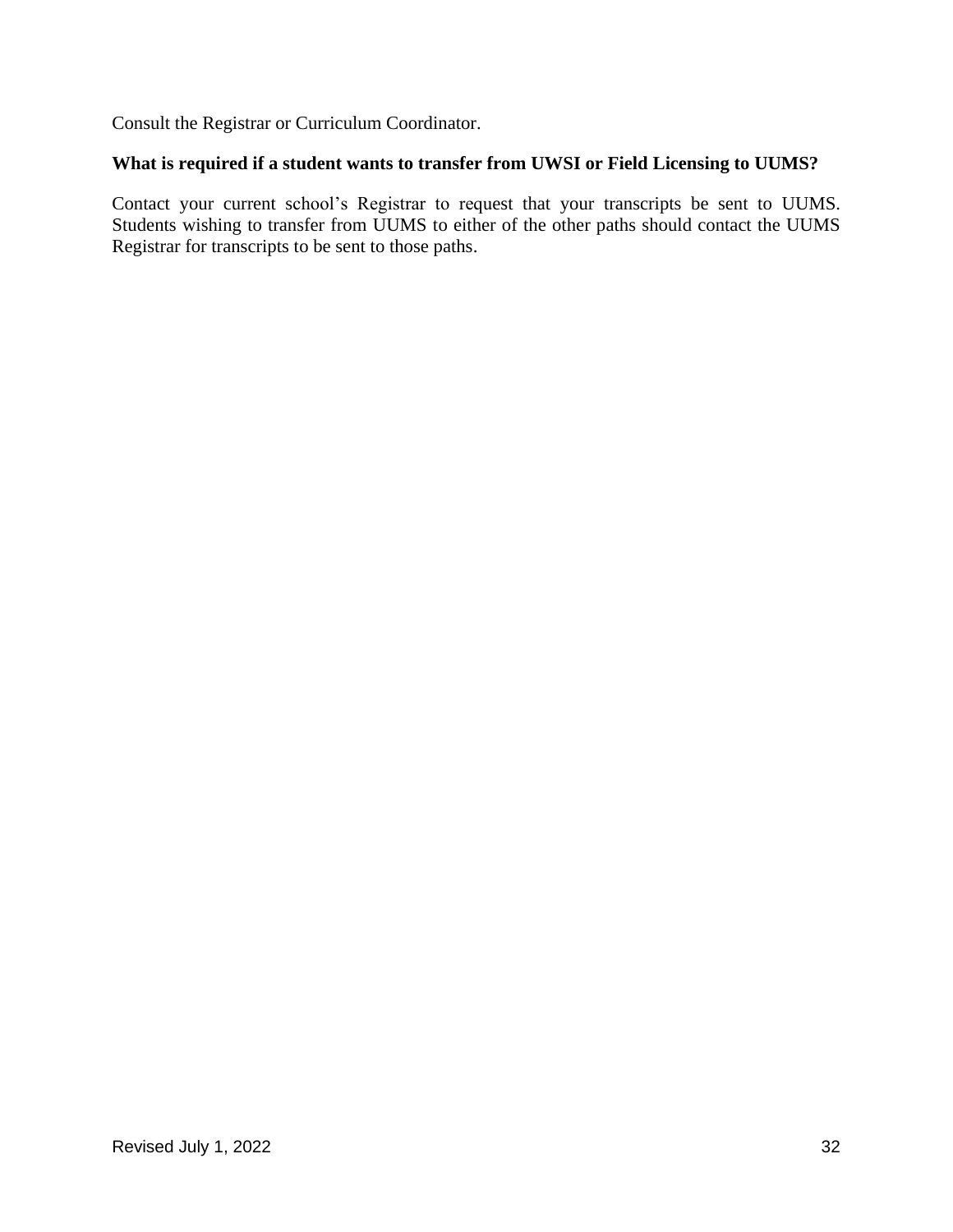Consult the Registrar or Curriculum Coordinator.

**What is required if a student wants to transfer from UWSI or Field Licensing to UUMS?**

Contact your current school's Registrar to request that your transcripts be sent to UUMS. Students wishing to transfer from UUMS to either of the other paths should contact the UUMS Registrar for transcripts to be sent to those paths.